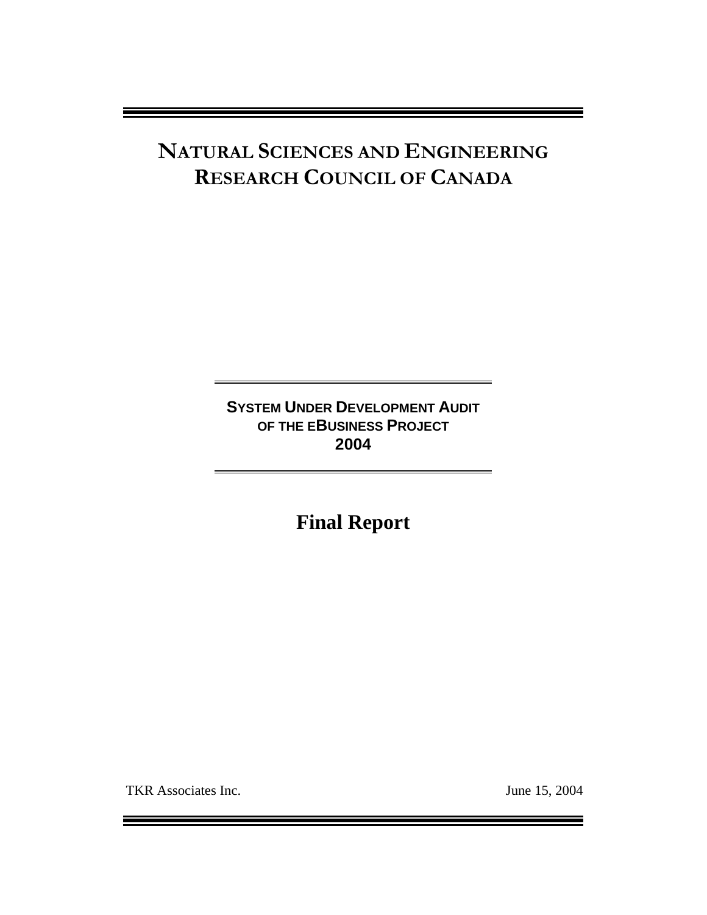# NATURAL SCIENCES AND ENGINEERING RESEARCH COUNCIL OF CANADA

## SYSTEM UNDER DEVELOPMENT AUDIT OF THE EBUSINESS PROJECT 2004

# Final Report

TKR Associates Inc.

June 15, 2004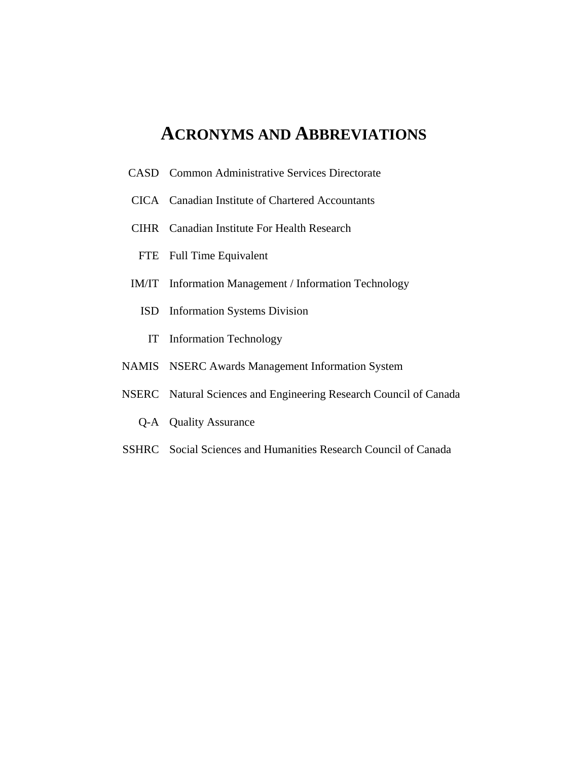# Acronyms and Abbreviations

| | |
|---|---|
| CASD | Common Administrative Services Directorate |
| CICA | Canadian Institute of Chartered Accountants |
| CIHR | Canadian Institute For Health Research |
| FTE | Full Time Equivalent |
| IM/IT | Information Management / Information Technology |
| ISD | Information Systems Division |
| IT | Information Technology |
| NAMIS | NSERC Awards Management Information System |
| NSERC | Natural Sciences and Engineering Research Council of Canada |
| Q-A | Quality Assurance |
| SSHRC | Social Sciences and Humanities Research Council of Canada |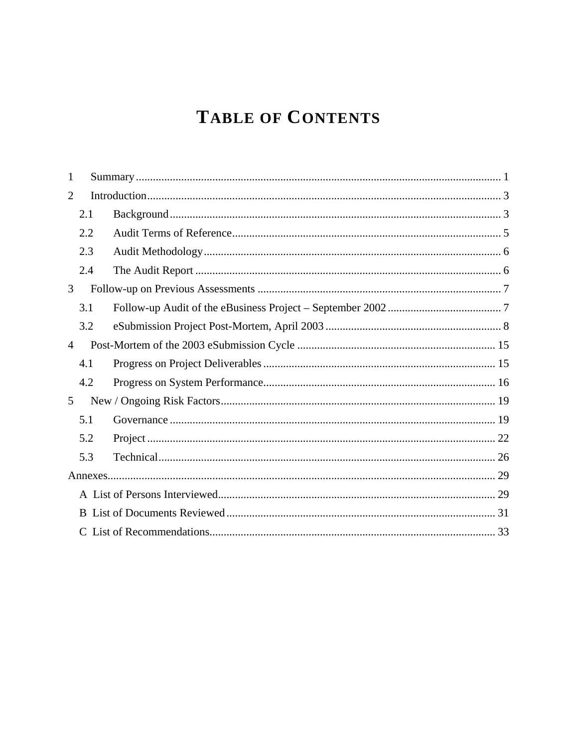# TABLE OF CONTENTS

1 Summary ... 1

2 Introduction ... 3

- 2.1 Background ... 3
- 2.2 Audit Terms of Reference ... 5
- 2.3 Audit Methodology ... 6
- 2.4 The Audit Report ... 6

3 Follow-up on Previous Assessments ... 7

- 3.1 Follow-up Audit of the eBusiness Project – September 2002 ... 7
- 3.2 eSubmission Project Post-Mortem, April 2003 ... 8

4 Post-Mortem of the 2003 eSubmission Cycle ... 15

- 4.1 Progress on Project Deliverables ... 15
- 4.2 Progress on System Performance ... 16

5 New / Ongoing Risk Factors ... 19

- 5.1 Governance ... 19
- 5.2 Project ... 22
- 5.3 Technical ... 26

Annexes ... 29

- A List of Persons Interviewed ... 29
- B List of Documents Reviewed ... 31
- C List of Recommendations ... 33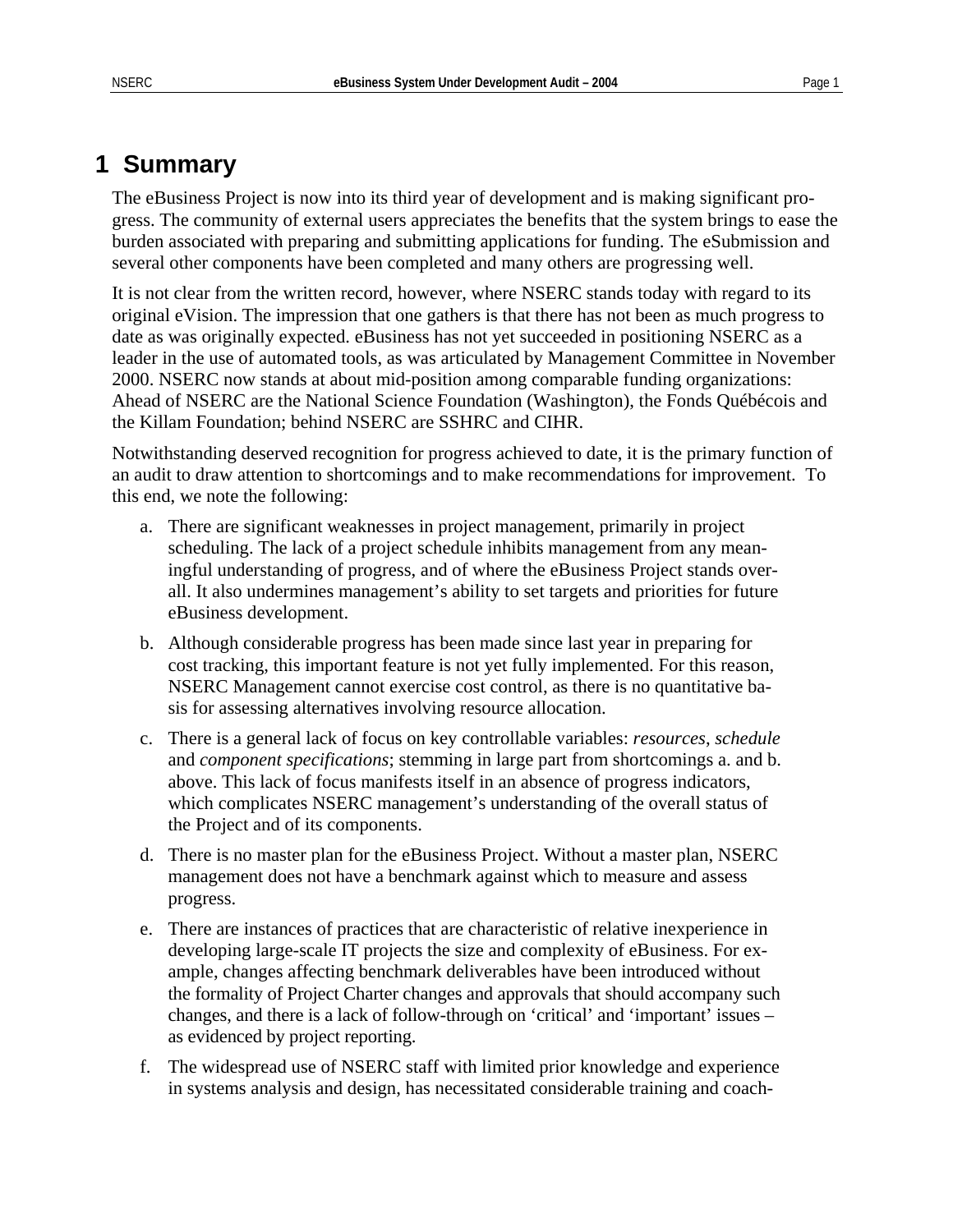# 1 Summary

The eBusiness Project is now into its third year of development and is making significant progress. The community of external users appreciates the benefits that the system brings to ease the burden associated with preparing and submitting applications for funding. The eSubmission and several other components have been completed and many others are progressing well.

It is not clear from the written record, however, where NSERC stands today with regard to its original eVision. The impression that one gathers is that there has not been as much progress to date as was originally expected. eBusiness has not yet succeeded in positioning NSERC as a leader in the use of automated tools, as was articulated by Management Committee in November 2000. NSERC now stands at about mid-position among comparable funding organizations: Ahead of NSERC are the National Science Foundation (Washington), the Fonds Québécois and the Killam Foundation; behind NSERC are SSHRC and CIHR.

Notwithstanding deserved recognition for progress achieved to date, it is the primary function of an audit to draw attention to shortcomings and to make recommendations for improvement. To this end, we note the following:

a. There are significant weaknesses in project management, primarily in project scheduling. The lack of a project schedule inhibits management from any meaningful understanding of progress, and of where the eBusiness Project stands overall. It also undermines management's ability to set targets and priorities for future eBusiness development.

b. Although considerable progress has been made since last year in preparing for cost tracking, this important feature is not yet fully implemented. For this reason, NSERC Management cannot exercise cost control, as there is no quantitative basis for assessing alternatives involving resource allocation.

c. There is a general lack of focus on key controllable variables: *resources*, *schedule* and *component specifications*; stemming in large part from shortcomings a. and b. above. This lack of focus manifests itself in an absence of progress indicators, which complicates NSERC management's understanding of the overall status of the Project and of its components.

d. There is no master plan for the eBusiness Project. Without a master plan, NSERC management does not have a benchmark against which to measure and assess progress.

e. There are instances of practices that are characteristic of relative inexperience in developing large-scale IT projects the size and complexity of eBusiness. For example, changes affecting benchmark deliverables have been introduced without the formality of Project Charter changes and approvals that should accompany such changes, and there is a lack of follow-through on 'critical' and 'important' issues – as evidenced by project reporting.

f. The widespread use of NSERC staff with limited prior knowledge and experience in systems analysis and design, has necessitated considerable training and coach-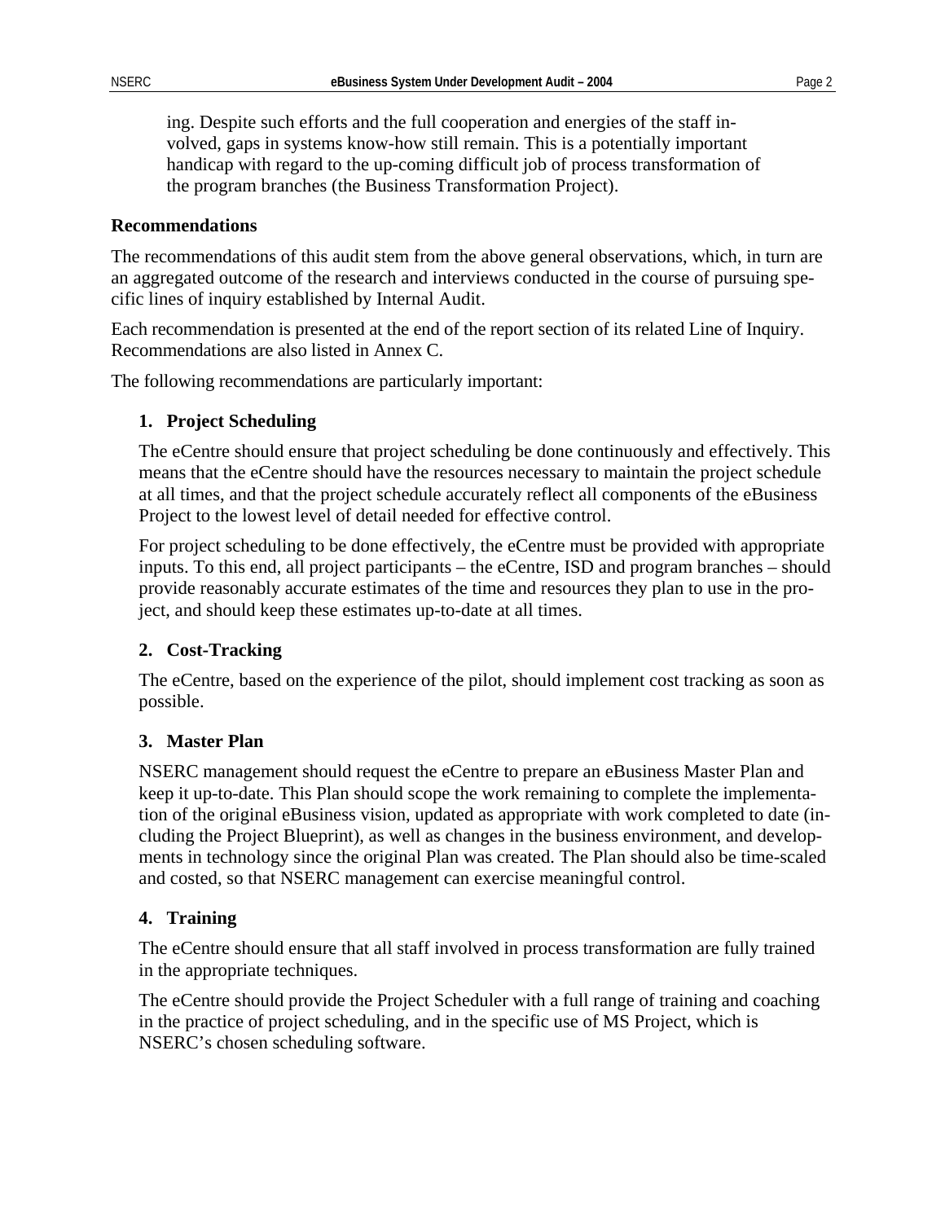ing. Despite such efforts and the full cooperation and energies of the staff involved, gaps in systems know-how still remain. This is a potentially important handicap with regard to the up-coming difficult job of process transformation of the program branches (the Business Transformation Project).

**Recommendations**

The recommendations of this audit stem from the above general observations, which, in turn are an aggregated outcome of the research and interviews conducted in the course of pursuing specific lines of inquiry established by Internal Audit.

Each recommendation is presented at the end of the report section of its related Line of Inquiry. Recommendations are also listed in Annex C.

The following recommendations are particularly important:

1. **Project Scheduling**

   The eCentre should ensure that project scheduling be done continuously and effectively. This means that the eCentre should have the resources necessary to maintain the project schedule at all times, and that the project schedule accurately reflect all components of the eBusiness Project to the lowest level of detail needed for effective control.

   For project scheduling to be done effectively, the eCentre must be provided with appropriate inputs. To this end, all project participants – the eCentre, ISD and program branches – should provide reasonably accurate estimates of the time and resources they plan to use in the project, and should keep these estimates up-to-date at all times.

2. **Cost-Tracking**

   The eCentre, based on the experience of the pilot, should implement cost tracking as soon as possible.

3. **Master Plan**

   NSERC management should request the eCentre to prepare an eBusiness Master Plan and keep it up-to-date. This Plan should scope the work remaining to complete the implementation of the original eBusiness vision, updated as appropriate with work completed to date (including the Project Blueprint), as well as changes in the business environment, and developments in technology since the original Plan was created. The Plan should also be time-scaled and costed, so that NSERC management can exercise meaningful control.

4. **Training**

   The eCentre should ensure that all staff involved in process transformation are fully trained in the appropriate techniques.

   The eCentre should provide the Project Scheduler with a full range of training and coaching in the practice of project scheduling, and in the specific use of MS Project, which is NSERC's chosen scheduling software.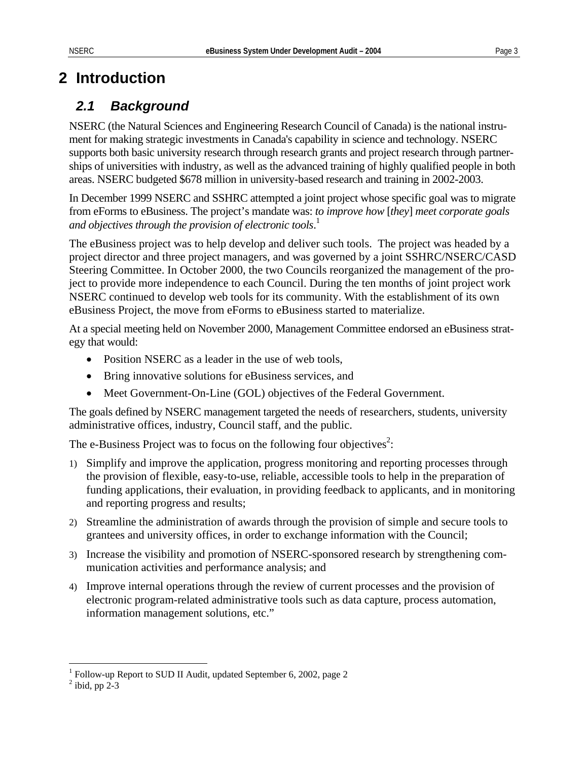# 2 Introduction

## 2.1 Background

NSERC (the Natural Sciences and Engineering Research Council of Canada) is the national instrument for making strategic investments in Canada's capability in science and technology. NSERC supports both basic university research through research grants and project research through partnerships of universities with industry, as well as the advanced training of highly qualified people in both areas. NSERC budgeted $678 million in university-based research and training in 2002-2003.

In December 1999 NSERC and SSHRC attempted a joint project whose specific goal was to migrate from eForms to eBusiness. The project's mandate was: *to improve how* [*they*] *meet corporate goals and objectives through the provision of electronic tools*.[1]

The eBusiness project was to help develop and deliver such tools. The project was headed by a project director and three project managers, and was governed by a joint SSHRC/NSERC/CASD Steering Committee. In October 2000, the two Councils reorganized the management of the project to provide more independence to each Council. During the ten months of joint project work NSERC continued to develop web tools for its community. With the establishment of its own eBusiness Project, the move from eForms to eBusiness started to materialize.

At a special meeting held on November 2000, Management Committee endorsed an eBusiness strategy that would:

- Position NSERC as a leader in the use of web tools,
- Bring innovative solutions for eBusiness services, and
- Meet Government-On-Line (GOL) objectives of the Federal Government.

The goals defined by NSERC management targeted the needs of researchers, students, university administrative offices, industry, Council staff, and the public.

The e-Business Project was to focus on the following four objectives[2]:

1) Simplify and improve the application, progress monitoring and reporting processes through the provision of flexible, easy-to-use, reliable, accessible tools to help in the preparation of funding applications, their evaluation, in providing feedback to applicants, and in monitoring and reporting progress and results;
2) Streamline the administration of awards through the provision of simple and secure tools to grantees and university offices, in order to exchange information with the Council;
3) Increase the visibility and promotion of NSERC-sponsored research by strengthening communication activities and performance analysis; and
4) Improve internal operations through the review of current processes and the provision of electronic program-related administrative tools such as data capture, process automation, information management solutions, etc."

[1] Follow-up Report to SUD II Audit, updated September 6, 2002, page 2
[2] ibid, pp 2-3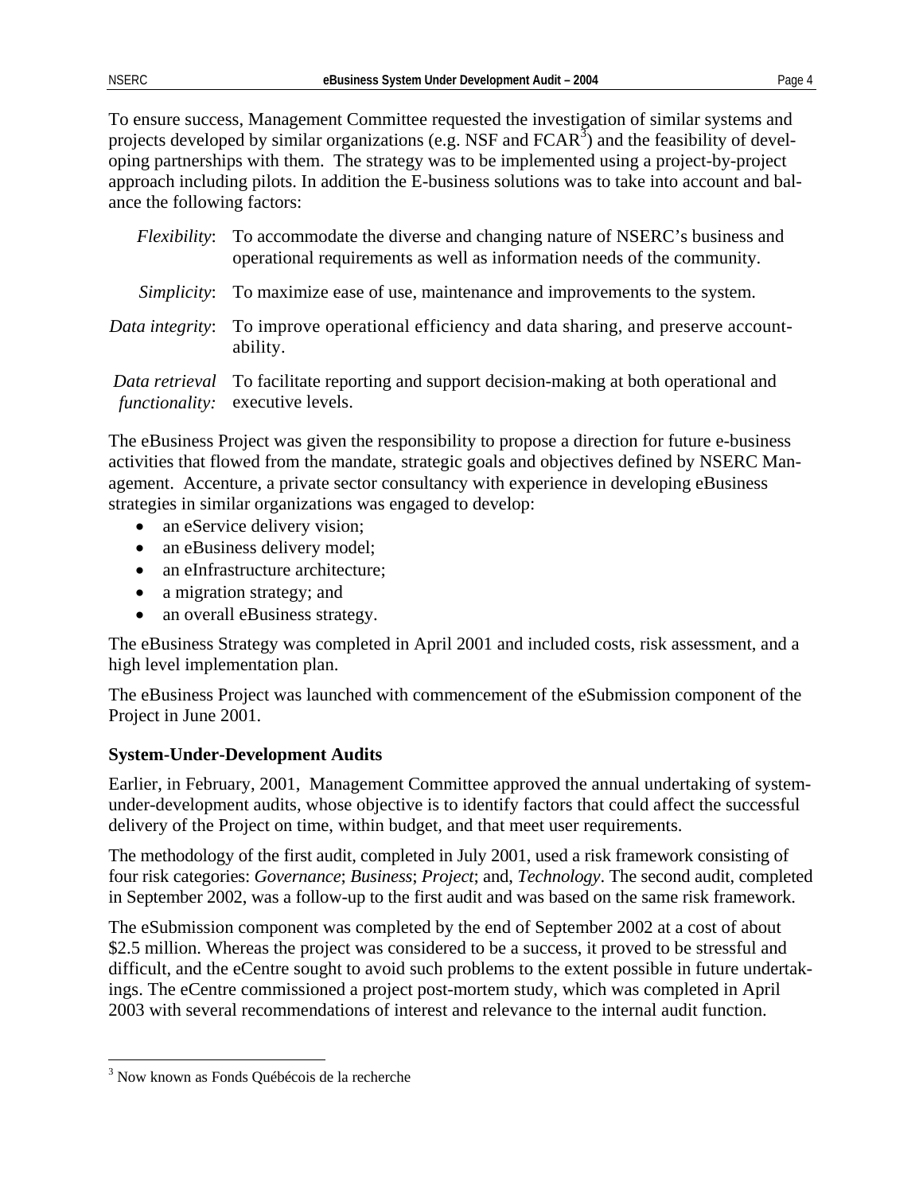To ensure success, Management Committee requested the investigation of similar systems and projects developed by similar organizations (e.g. NSF and FCAR[3]) and the feasibility of developing partnerships with them. The strategy was to be implemented using a project-by-project approach including pilots. In addition the E-business solutions was to take into account and balance the following factors:

*Flexibility*: To accommodate the diverse and changing nature of NSERC's business and operational requirements as well as information needs of the community.

*Simplicity*: To maximize ease of use, maintenance and improvements to the system.

*Data integrity*: To improve operational efficiency and data sharing, and preserve accountability.

*Data retrieval functionality:* To facilitate reporting and support decision-making at both operational and executive levels.

The eBusiness Project was given the responsibility to propose a direction for future e-business activities that flowed from the mandate, strategic goals and objectives defined by NSERC Management. Accenture, a private sector consultancy with experience in developing eBusiness strategies in similar organizations was engaged to develop:

- an eService delivery vision;
- an eBusiness delivery model;
- an eInfrastructure architecture;
- a migration strategy; and
- an overall eBusiness strategy.

The eBusiness Strategy was completed in April 2001 and included costs, risk assessment, and a high level implementation plan.

The eBusiness Project was launched with commencement of the eSubmission component of the Project in June 2001.

**System-Under-Development Audits**

Earlier, in February, 2001, Management Committee approved the annual undertaking of system-under-development audits, whose objective is to identify factors that could affect the successful delivery of the Project on time, within budget, and that meet user requirements.

The methodology of the first audit, completed in July 2001, used a risk framework consisting of four risk categories: *Governance*; *Business*; *Project*; and, *Technology*. The second audit, completed in September 2002, was a follow-up to the first audit and was based on the same risk framework.

The eSubmission component was completed by the end of September 2002 at a cost of about $2.5 million. Whereas the project was considered to be a success, it proved to be stressful and difficult, and the eCentre sought to avoid such problems to the extent possible in future undertakings. The eCentre commissioned a project post-mortem study, which was completed in April 2003 with several recommendations of interest and relevance to the internal audit function.

[3] Now known as Fonds Québécois de la recherche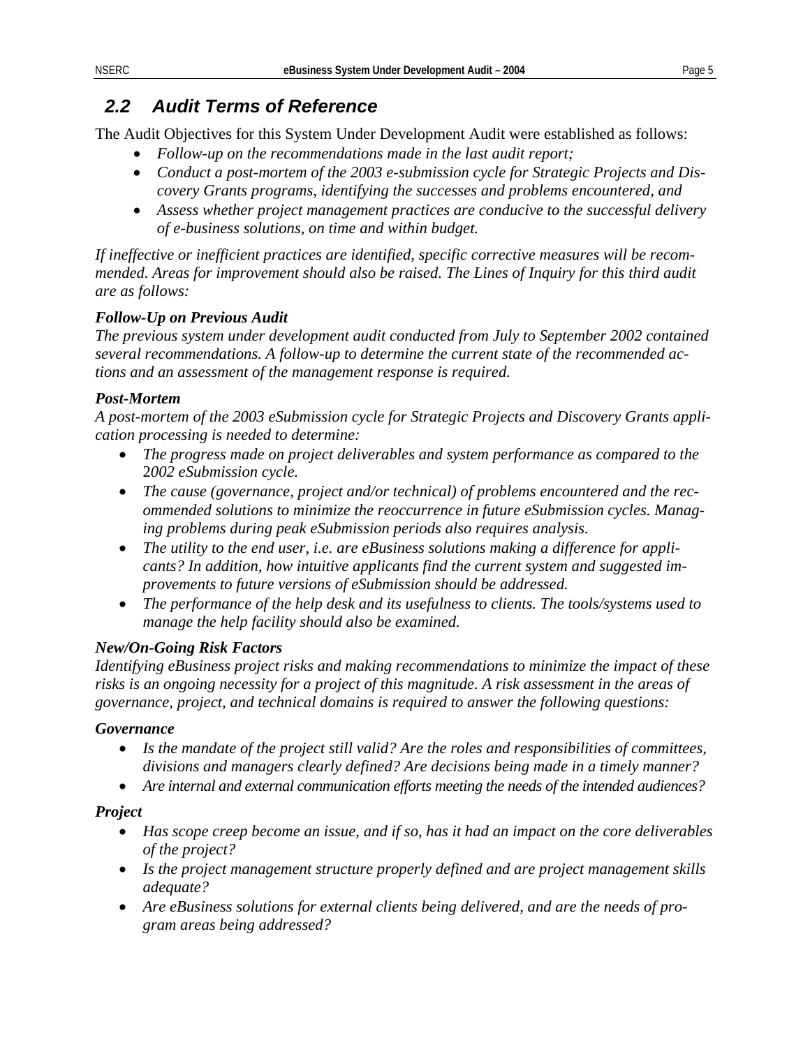## *2.2 Audit Terms of Reference*

The Audit Objectives for this System Under Development Audit were established as follows:

- *Follow-up on the recommendations made in the last audit report;*
- *Conduct a post-mortem of the 2003 e-submission cycle for Strategic Projects and Discovery Grants programs, identifying the successes and problems encountered, and*
- *Assess whether project management practices are conducive to the successful delivery of e-business solutions, on time and within budget.*

*If ineffective or inefficient practices are identified, specific corrective measures will be recommended. Areas for improvement should also be raised. The Lines of Inquiry for this third audit are as follows:*

***Follow-Up on Previous Audit***
*The previous system under development audit conducted from July to September 2002 contained several recommendations. A follow-up to determine the current state of the recommended actions and an assessment of the management response is required.*

***Post-Mortem***
*A post-mortem of the 2003 eSubmission cycle for Strategic Projects and Discovery Grants application processing is needed to determine:*

- *The progress made on project deliverables and system performance as compared to the 2002 eSubmission cycle.*
- *The cause (governance, project and/or technical) of problems encountered and the recommended solutions to minimize the reoccurrence in future eSubmission cycles. Managing problems during peak eSubmission periods also requires analysis.*
- *The utility to the end user, i.e. are eBusiness solutions making a difference for applicants? In addition, how intuitive applicants find the current system and suggested improvements to future versions of eSubmission should be addressed.*
- *The performance of the help desk and its usefulness to clients. The tools/systems used to manage the help facility should also be examined.*

***New/On-Going Risk Factors***
*Identifying eBusiness project risks and making recommendations to minimize the impact of these risks is an ongoing necessity for a project of this magnitude. A risk assessment in the areas of governance, project, and technical domains is required to answer the following questions:*

***Governance***

- *Is the mandate of the project still valid? Are the roles and responsibilities of committees, divisions and managers clearly defined? Are decisions being made in a timely manner?*
- *Are internal and external communication efforts meeting the needs of the intended audiences?*

***Project***

- *Has scope creep become an issue, and if so, has it had an impact on the core deliverables of the project?*
- *Is the project management structure properly defined and are project management skills adequate?*
- *Are eBusiness solutions for external clients being delivered, and are the needs of program areas being addressed?*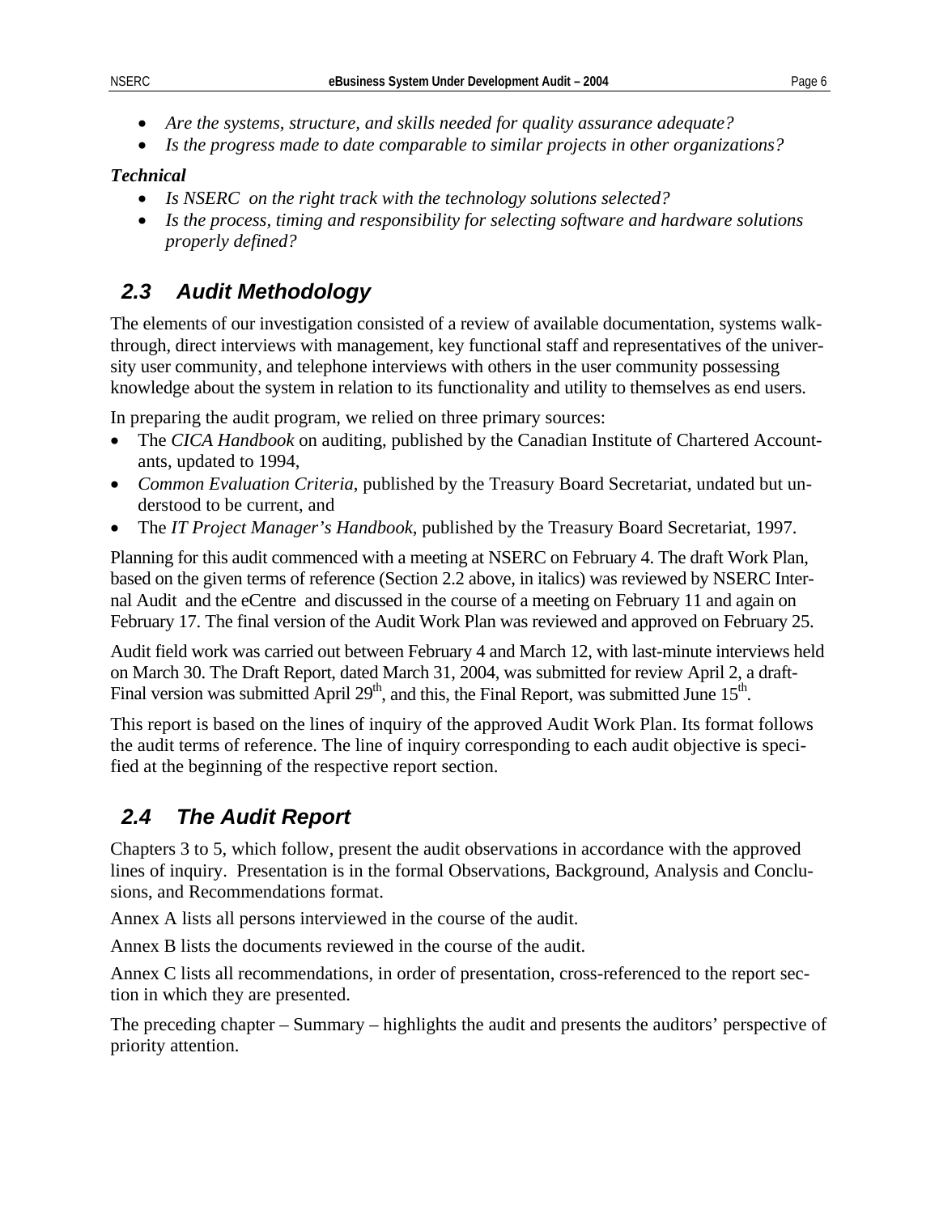- *Are the systems, structure, and skills needed for quality assurance adequate?*
- *Is the progress made to date comparable to similar projects in other organizations?*

***Technical***

- *Is NSERC on the right track with the technology solutions selected?*
- *Is the process, timing and responsibility for selecting software and hardware solutions properly defined?*

## 2.3 Audit Methodology

The elements of our investigation consisted of a review of available documentation, systems walk-through, direct interviews with management, key functional staff and representatives of the university user community, and telephone interviews with others in the user community possessing knowledge about the system in relation to its functionality and utility to themselves as end users.

In preparing the audit program, we relied on three primary sources:

- The *CICA Handbook* on auditing, published by the Canadian Institute of Chartered Accountants, updated to 1994,
- *Common Evaluation Criteria*, published by the Treasury Board Secretariat, undated but understood to be current, and
- The *IT Project Manager's Handbook*, published by the Treasury Board Secretariat, 1997.

Planning for this audit commenced with a meeting at NSERC on February 4. The draft Work Plan, based on the given terms of reference (Section 2.2 above, in italics) was reviewed by NSERC Internal Audit and the eCentre and discussed in the course of a meeting on February 11 and again on February 17. The final version of the Audit Work Plan was reviewed and approved on February 25.

Audit field work was carried out between February 4 and March 12, with last-minute interviews held on March 30. The Draft Report, dated March 31, 2004, was submitted for review April 2, a draft-Final version was submitted April 29th, and this, the Final Report, was submitted June 15th.

This report is based on the lines of inquiry of the approved Audit Work Plan. Its format follows the audit terms of reference. The line of inquiry corresponding to each audit objective is specified at the beginning of the respective report section.

## 2.4 The Audit Report

Chapters 3 to 5, which follow, present the audit observations in accordance with the approved lines of inquiry. Presentation is in the formal Observations, Background, Analysis and Conclusions, and Recommendations format.

Annex A lists all persons interviewed in the course of the audit.

Annex B lists the documents reviewed in the course of the audit.

Annex C lists all recommendations, in order of presentation, cross-referenced to the report section in which they are presented.

The preceding chapter – Summary – highlights the audit and presents the auditors' perspective of priority attention.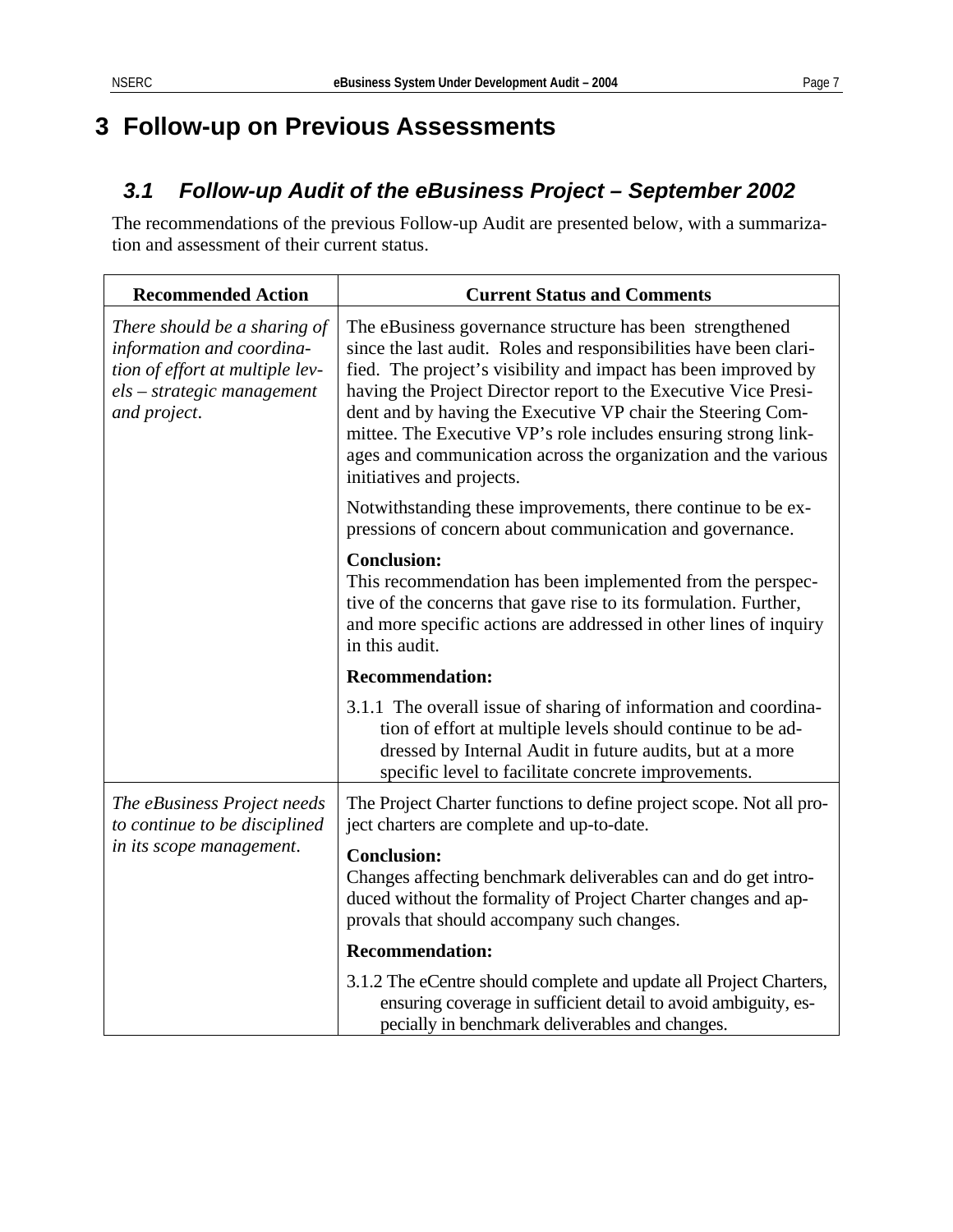# 3 Follow-up on Previous Assessments

## 3.1 Follow-up Audit of the eBusiness Project – September 2002

The recommendations of the previous Follow-up Audit are presented below, with a summarization and assessment of their current status.

| Recommended Action | Current Status and Comments |
|---|---|
| *There should be a sharing of information and coordination of effort at multiple levels – strategic management and project.* | The eBusiness governance structure has been strengthened since the last audit. Roles and responsibilities have been clarified. The project's visibility and impact has been improved by having the Project Director report to the Executive Vice President and by having the Executive VP chair the Steering Committee. The Executive VP's role includes ensuring strong linkages and communication across the organization and the various initiatives and projects.<br><br>Notwithstanding these improvements, there continue to be expressions of concern about communication and governance.<br><br>**Conclusion:**<br>This recommendation has been implemented from the perspective of the concerns that gave rise to its formulation. Further, and more specific actions are addressed in other lines of inquiry in this audit.<br><br>**Recommendation:**<br><br>3.1.1 The overall issue of sharing of information and coordination of effort at multiple levels should continue to be addressed by Internal Audit in future audits, but at a more specific level to facilitate concrete improvements. |
| *The eBusiness Project needs to continue to be disciplined in its scope management.* | The Project Charter functions to define project scope. Not all project charters are complete and up-to-date.<br><br>**Conclusion:**<br>Changes affecting benchmark deliverables can and do get introduced without the formality of Project Charter changes and approvals that should accompany such changes.<br><br>**Recommendation:**<br><br>3.1.2 The eCentre should complete and update all Project Charters, ensuring coverage in sufficient detail to avoid ambiguity, especially in benchmark deliverables and changes. |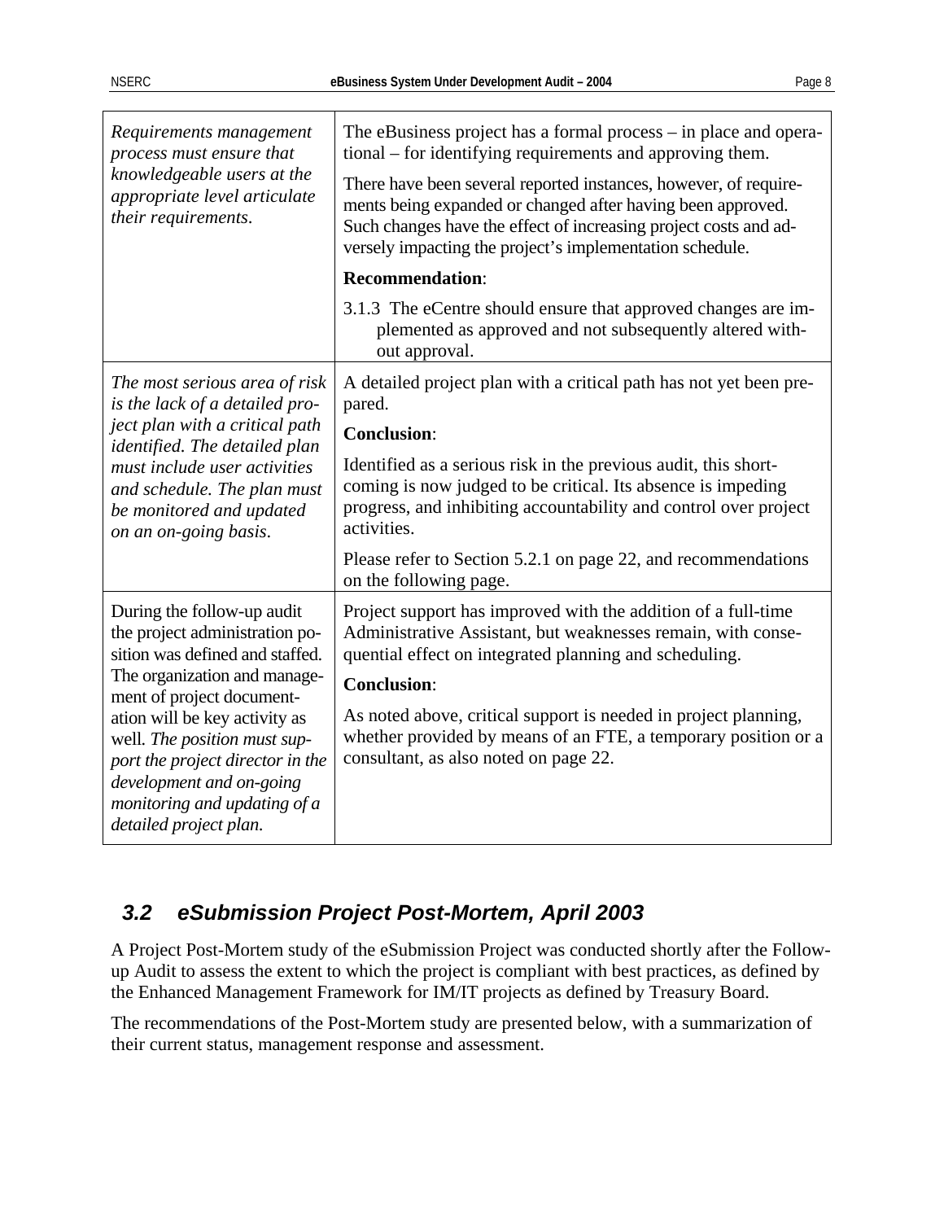| | |
|---|---|
| *Requirements management process must ensure that knowledgeable users at the appropriate level articulate their requirements.* | The eBusiness project has a formal process – in place and operational – for identifying requirements and approving them.<br><br>There have been several reported instances, however, of requirements being expanded or changed after having been approved. Such changes have the effect of increasing project costs and adversely impacting the project's implementation schedule.<br><br>**Recommendation**:<br><br>3.1.3 The eCentre should ensure that approved changes are implemented as approved and not subsequently altered without approval. |
| *The most serious area of risk is the lack of a detailed project plan with a critical path identified. The detailed plan must include user activities and schedule. The plan must be monitored and updated on an on-going basis.* | A detailed project plan with a critical path has not yet been prepared.<br><br>**Conclusion**:<br><br>Identified as a serious risk in the previous audit, this shortcoming is now judged to be critical. Its absence is impeding progress, and inhibiting accountability and control over project activities.<br><br>Please refer to Section 5.2.1 on page 22, and recommendations on the following page. |
| During the follow-up audit the project administration position was defined and staffed. The organization and management of project documentation will be key activity as well. *The position must support the project director in the development and on-going monitoring and updating of a detailed project plan.* | Project support has improved with the addition of a full-time Administrative Assistant, but weaknesses remain, with consequential effect on integrated planning and scheduling.<br><br>**Conclusion**:<br><br>As noted above, critical support is needed in project planning, whether provided by means of an FTE, a temporary position or a consultant, as also noted on page 22. |

## *3.2 eSubmission Project Post-Mortem, April 2003*

A Project Post-Mortem study of the eSubmission Project was conducted shortly after the Follow-up Audit to assess the extent to which the project is compliant with best practices, as defined by the Enhanced Management Framework for IM/IT projects as defined by Treasury Board.

The recommendations of the Post-Mortem study are presented below, with a summarization of their current status, management response and assessment.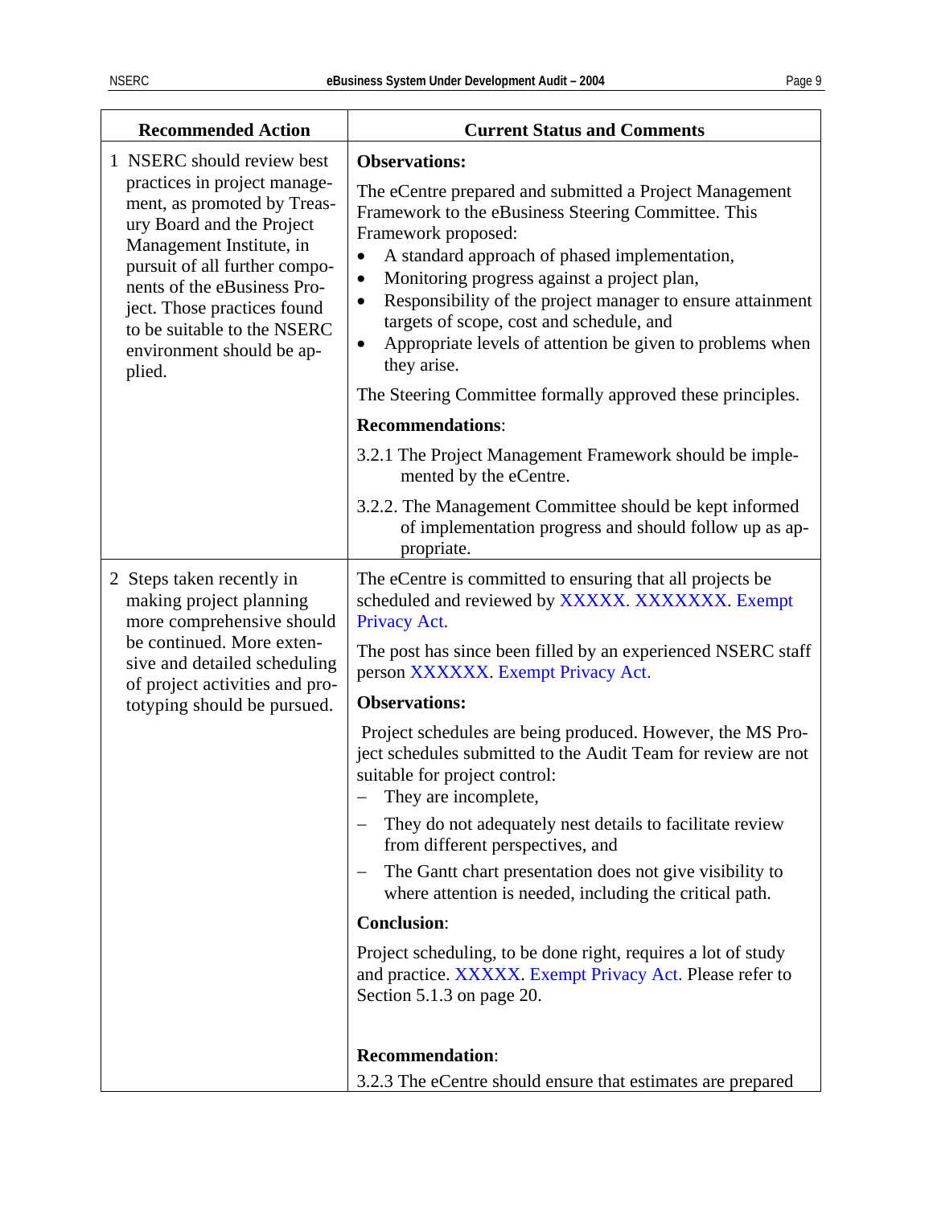| Recommended Action | Current Status and Comments |
|---|---|
| 1 NSERC should review best practices in project management, as promoted by Treasury Board and the Project Management Institute, in pursuit of all further components of the eBusiness Project. Those practices found to be suitable to the NSERC environment should be applied. | **Observations:**<br><br>The eCentre prepared and submitted a Project Management Framework to the eBusiness Steering Committee. This Framework proposed:<br>• A standard approach of phased implementation,<br>• Monitoring progress against a project plan,<br>• Responsibility of the project manager to ensure attainment targets of scope, cost and schedule, and<br>• Appropriate levels of attention be given to problems when they arise.<br><br>The Steering Committee formally approved these principles.<br><br>**Recommendations**:<br><br>3.2.1 The Project Management Framework should be implemented by the eCentre.<br><br>3.2.2. The Management Committee should be kept informed of implementation progress and should follow up as appropriate. |
| 2 Steps taken recently in making project planning more comprehensive should be continued. More extensive and detailed scheduling of project activities and prototyping should be pursued. | The eCentre is committed to ensuring that all projects be scheduled and reviewed by XXXXX. XXXXXXX. Exempt Privacy Act.<br><br>The post has since been filled by an experienced NSERC staff person XXXXXX. Exempt Privacy Act.<br><br>**Observations:**<br><br>Project schedules are being produced. However, the MS Project schedules submitted to the Audit Team for review are not suitable for project control:<br>– They are incomplete,<br>– They do not adequately nest details to facilitate review from different perspectives, and<br>– The Gantt chart presentation does not give visibility to where attention is needed, including the critical path.<br><br>**Conclusion**:<br><br>Project scheduling, to be done right, requires a lot of study and practice. XXXXX. Exempt Privacy Act. Please refer to Section 5.1.3 on page 20.<br><br>**Recommendation**:<br><br>3.2.3 The eCentre should ensure that estimates are prepared |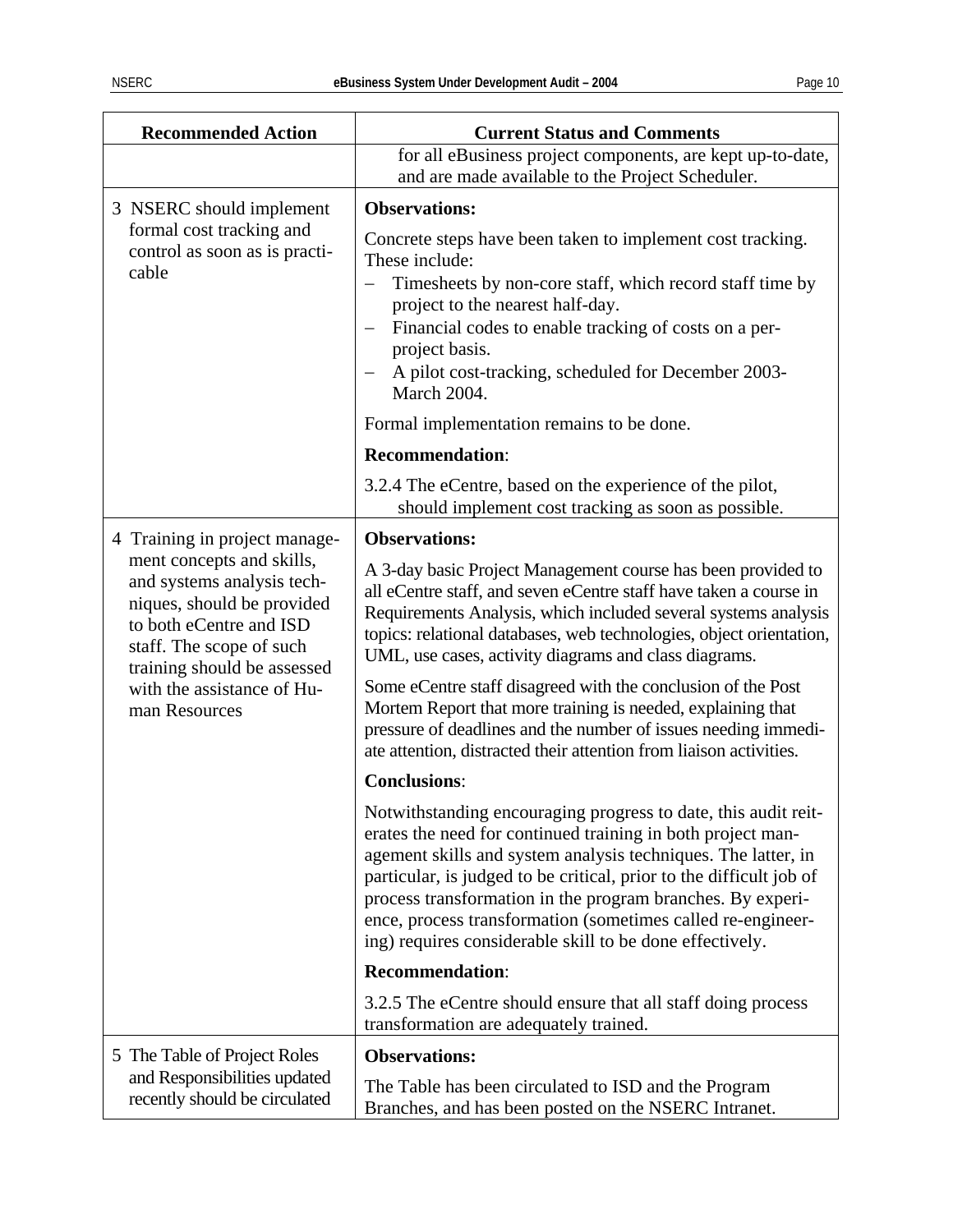| Recommended Action | Current Status and Comments |
|---|---|
| | for all eBusiness project components, are kept up-to-date, and are made available to the Project Scheduler. |
| 3 NSERC should implement formal cost tracking and control as soon as is practicable | **Observations:**<br><br>Concrete steps have been taken to implement cost tracking. These include:<br>– Timesheets by non-core staff, which record staff time by project to the nearest half-day.<br>– Financial codes to enable tracking of costs on a per-project basis.<br>– A pilot cost-tracking, scheduled for December 2003-March 2004.<br><br>Formal implementation remains to be done.<br><br>**Recommendation**:<br><br>3.2.4 The eCentre, based on the experience of the pilot, should implement cost tracking as soon as possible. |
| 4 Training in project management concepts and skills, and systems analysis techniques, should be provided to both eCentre and ISD staff. The scope of such training should be assessed with the assistance of Human Resources | **Observations:**<br><br>A 3-day basic Project Management course has been provided to all eCentre staff, and seven eCentre staff have taken a course in Requirements Analysis, which included several systems analysis topics: relational databases, web technologies, object orientation, UML, use cases, activity diagrams and class diagrams.<br><br>Some eCentre staff disagreed with the conclusion of the Post Mortem Report that more training is needed, explaining that pressure of deadlines and the number of issues needing immediate attention, distracted their attention from liaison activities.<br><br>**Conclusions**:<br><br>Notwithstanding encouraging progress to date, this audit reiterates the need for continued training in both project management skills and system analysis techniques. The latter, in particular, is judged to be critical, prior to the difficult job of process transformation in the program branches. By experience, process transformation (sometimes called re-engineering) requires considerable skill to be done effectively.<br><br>**Recommendation**:<br><br>3.2.5 The eCentre should ensure that all staff doing process transformation are adequately trained. |
| 5 The Table of Project Roles and Responsibilities updated recently should be circulated | **Observations:**<br><br>The Table has been circulated to ISD and the Program Branches, and has been posted on the NSERC Intranet. |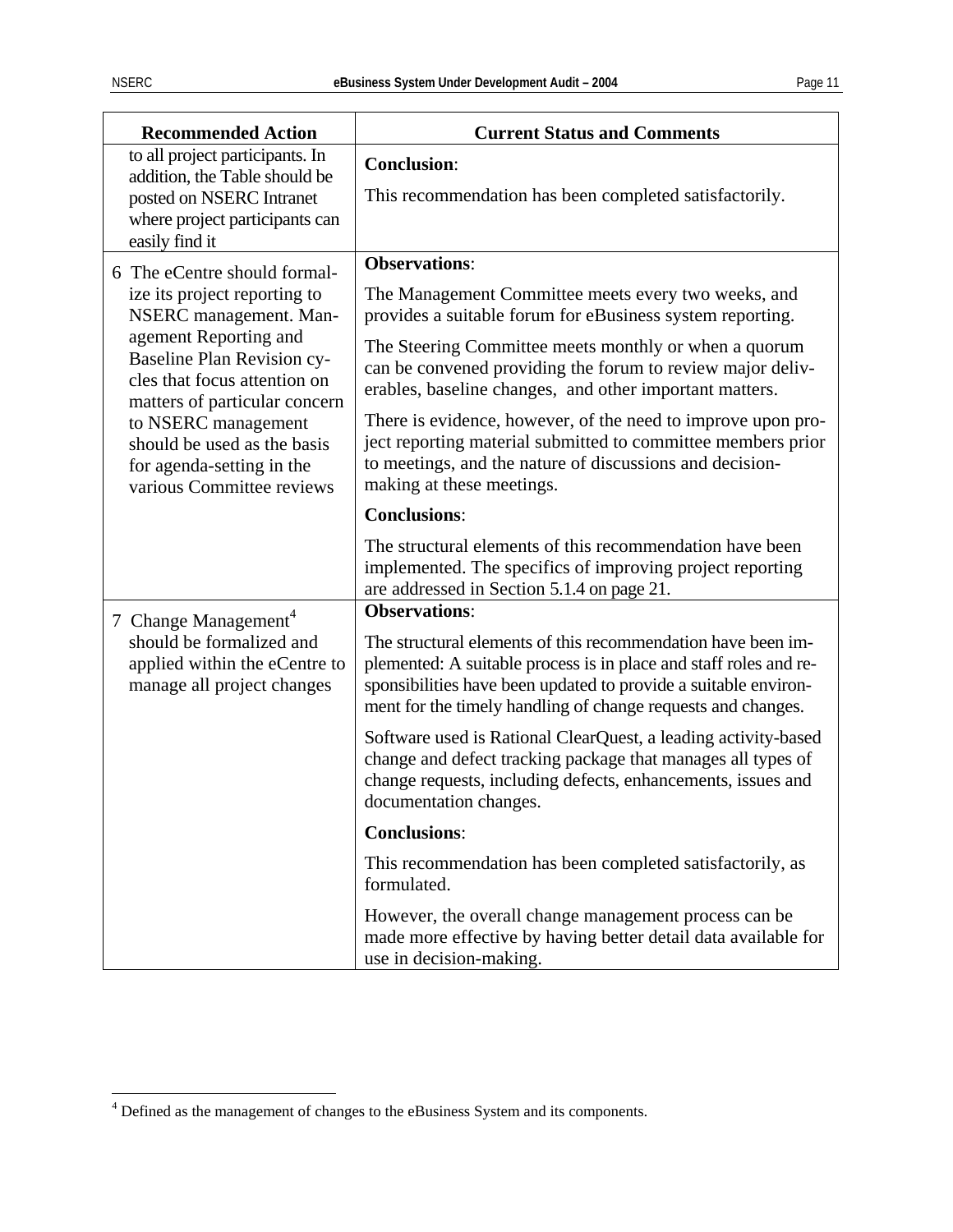| Recommended Action | Current Status and Comments |
|---|---|
| to all project participants. In addition, the Table should be posted on NSERC Intranet where project participants can easily find it | **Conclusion**:<br><br>This recommendation has been completed satisfactorily. |
| 6 The eCentre should formalize its project reporting to NSERC management. Management Reporting and Baseline Plan Revision cycles that focus attention on matters of particular concern to NSERC management should be used as the basis for agenda-setting in the various Committee reviews | **Observations**:<br><br>The Management Committee meets every two weeks, and provides a suitable forum for eBusiness system reporting.<br><br>The Steering Committee meets monthly or when a quorum can be convened providing the forum to review major deliverables, baseline changes, and other important matters.<br><br>There is evidence, however, of the need to improve upon project reporting material submitted to committee members prior to meetings, and the nature of discussions and decision-making at these meetings.<br><br>**Conclusions**:<br><br>The structural elements of this recommendation have been implemented. The specifics of improving project reporting are addressed in Section 5.1.4 on page 21. |
| 7 Change Management[4] should be formalized and applied within the eCentre to manage all project changes | **Observations**:<br><br>The structural elements of this recommendation have been implemented: A suitable process is in place and staff roles and responsibilities have been updated to provide a suitable environment for the timely handling of change requests and changes.<br><br>Software used is Rational ClearQuest, a leading activity-based change and defect tracking package that manages all types of change requests, including defects, enhancements, issues and documentation changes.<br><br>**Conclusions**:<br><br>This recommendation has been completed satisfactorily, as formulated.<br><br>However, the overall change management process can be made more effective by having better detail data available for use in decision-making. |

[4] Defined as the management of changes to the eBusiness System and its components.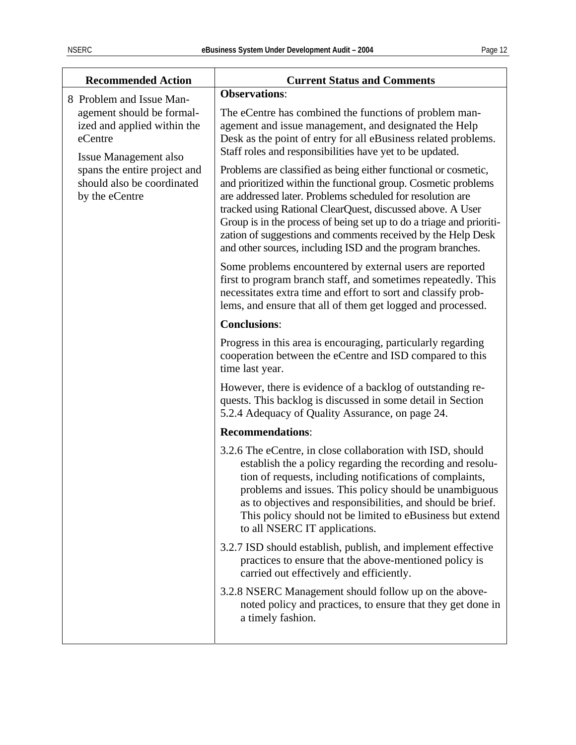| Recommended Action | Current Status and Comments |
|---|---|
| 8 Problem and Issue Management should be formalized and applied within the eCentre<br><br>Issue Management also spans the entire project and should also be coordinated by the eCentre | **Observations**:<br><br>The eCentre has combined the functions of problem management and issue management, and designated the Help Desk as the point of entry for all eBusiness related problems. Staff roles and responsibilities have yet to be updated.<br><br>Problems are classified as being either functional or cosmetic, and prioritized within the functional group. Cosmetic problems are addressed later. Problems scheduled for resolution are tracked using Rational ClearQuest, discussed above. A User Group is in the process of being set up to do a triage and prioritization of suggestions and comments received by the Help Desk and other sources, including ISD and the program branches.<br><br>Some problems encountered by external users are reported first to program branch staff, and sometimes repeatedly. This necessitates extra time and effort to sort and classify problems, and ensure that all of them get logged and processed.<br><br>**Conclusions**:<br><br>Progress in this area is encouraging, particularly regarding cooperation between the eCentre and ISD compared to this time last year.<br><br>However, there is evidence of a backlog of outstanding requests. This backlog is discussed in some detail in Section 5.2.4 Adequacy of Quality Assurance, on page 24.<br><br>**Recommendations**:<br><br>3.2.6 The eCentre, in close collaboration with ISD, should establish the a policy regarding the recording and resolution of requests, including notifications of complaints, problems and issues. This policy should be unambiguous as to objectives and responsibilities, and should be brief. This policy should not be limited to eBusiness but extend to all NSERC IT applications.<br><br>3.2.7 ISD should establish, publish, and implement effective practices to ensure that the above-mentioned policy is carried out effectively and efficiently.<br><br>3.2.8 NSERC Management should follow up on the above-noted policy and practices, to ensure that they get done in a timely fashion. |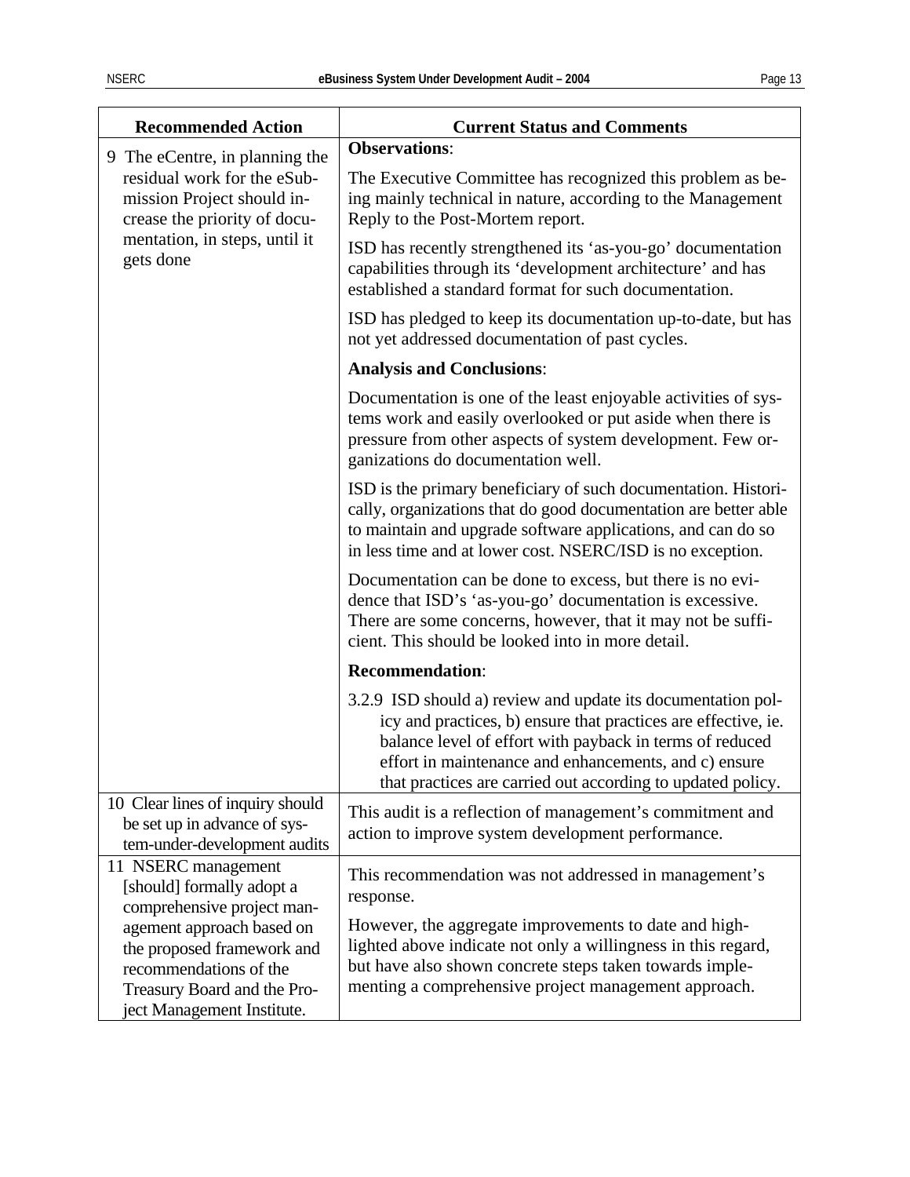| Recommended Action | Current Status and Comments |
|---|---|
| 9 The eCentre, in planning the residual work for the eSubmission Project should increase the priority of documentation, in steps, until it gets done | **Observations**:<br><br>The Executive Committee has recognized this problem as being mainly technical in nature, according to the Management Reply to the Post-Mortem report.<br><br>ISD has recently strengthened its 'as-you-go' documentation capabilities through its 'development architecture' and has established a standard format for such documentation.<br><br>ISD has pledged to keep its documentation up-to-date, but has not yet addressed documentation of past cycles.<br><br>**Analysis and Conclusions**:<br><br>Documentation is one of the least enjoyable activities of systems work and easily overlooked or put aside when there is pressure from other aspects of system development. Few organizations do documentation well.<br><br>ISD is the primary beneficiary of such documentation. Historically, organizations that do good documentation are better able to maintain and upgrade software applications, and can do so in less time and at lower cost. NSERC/ISD is no exception.<br><br>Documentation can be done to excess, but there is no evidence that ISD's 'as-you-go' documentation is excessive. There are some concerns, however, that it may not be sufficient. This should be looked into in more detail.<br><br>**Recommendation**:<br><br>3.2.9 ISD should a) review and update its documentation policy and practices, b) ensure that practices are effective, ie. balance level of effort with payback in terms of reduced effort in maintenance and enhancements, and c) ensure that practices are carried out according to updated policy. |
| 10 Clear lines of inquiry should be set up in advance of system-under-development audits | This audit is a reflection of management's commitment and action to improve system development performance. |
| 11 NSERC management [should] formally adopt a comprehensive project management approach based on the proposed framework and recommendations of the Treasury Board and the Project Management Institute. | This recommendation was not addressed in management's response.<br><br>However, the aggregate improvements to date and highlighted above indicate not only a willingness in this regard, but have also shown concrete steps taken towards implementing a comprehensive project management approach. |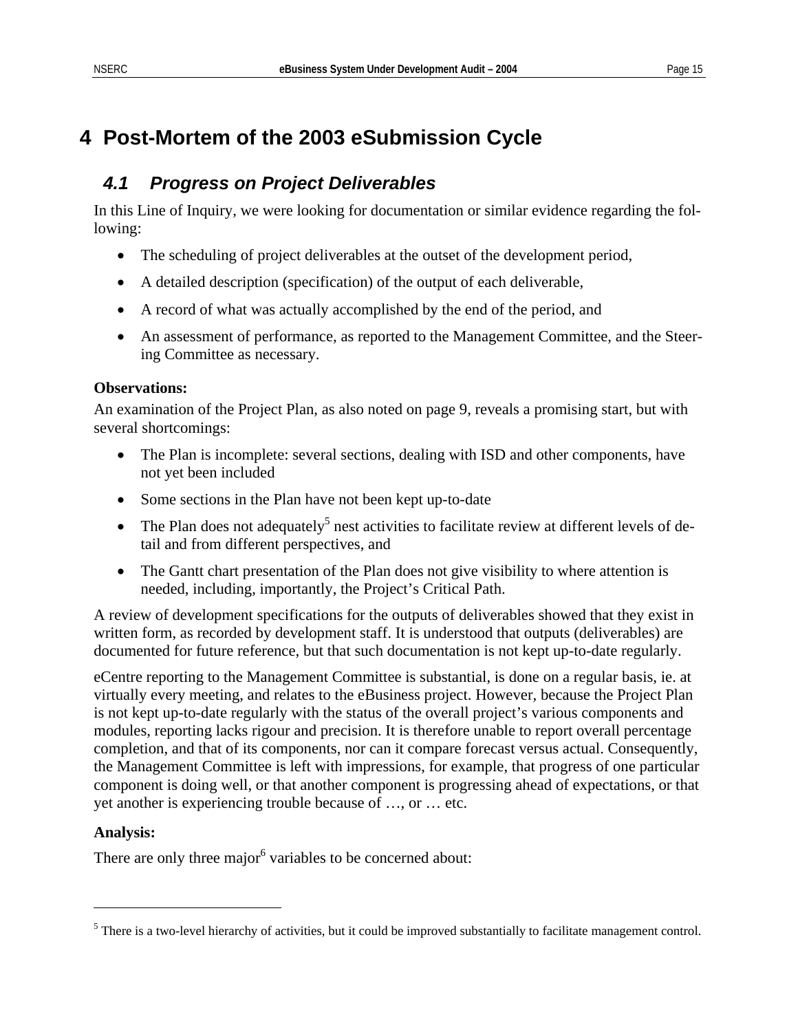# 4 Post-Mortem of the 2003 eSubmission Cycle

## *4.1 Progress on Project Deliverables*

In this Line of Inquiry, we were looking for documentation or similar evidence regarding the following:

- The scheduling of project deliverables at the outset of the development period,
- A detailed description (specification) of the output of each deliverable,
- A record of what was actually accomplished by the end of the period, and
- An assessment of performance, as reported to the Management Committee, and the Steering Committee as necessary.

**Observations:**

An examination of the Project Plan, as also noted on page 9, reveals a promising start, but with several shortcomings:

- The Plan is incomplete: several sections, dealing with ISD and other components, have not yet been included
- Some sections in the Plan have not been kept up-to-date
- The Plan does not adequately[5] nest activities to facilitate review at different levels of detail and from different perspectives, and
- The Gantt chart presentation of the Plan does not give visibility to where attention is needed, including, importantly, the Project's Critical Path.

A review of development specifications for the outputs of deliverables showed that they exist in written form, as recorded by development staff. It is understood that outputs (deliverables) are documented for future reference, but that such documentation is not kept up-to-date regularly.

eCentre reporting to the Management Committee is substantial, is done on a regular basis, ie. at virtually every meeting, and relates to the eBusiness project. However, because the Project Plan is not kept up-to-date regularly with the status of the overall project's various components and modules, reporting lacks rigour and precision. It is therefore unable to report overall percentage completion, and that of its components, nor can it compare forecast versus actual. Consequently, the Management Committee is left with impressions, for example, that progress of one particular component is doing well, or that another component is progressing ahead of expectations, or that yet another is experiencing trouble because of …, or … etc.

**Analysis:**

There are only three major[6] variables to be concerned about:

---

[5] There is a two-level hierarchy of activities, but it could be improved substantially to facilitate management control.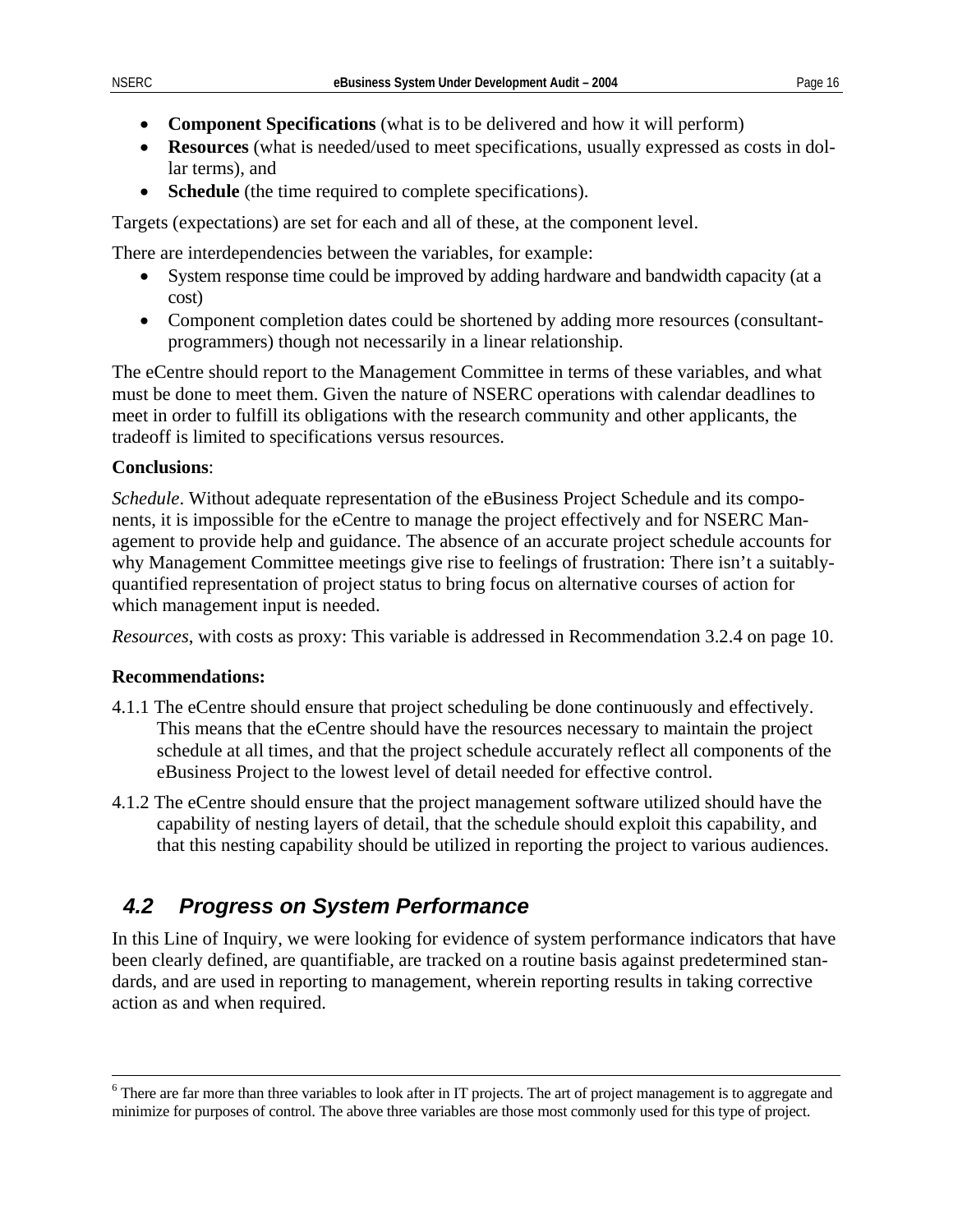- **Component Specifications** (what is to be delivered and how it will perform)
- **Resources** (what is needed/used to meet specifications, usually expressed as costs in dollar terms), and
- **Schedule** (the time required to complete specifications).

Targets (expectations) are set for each and all of these, at the component level.

There are interdependencies between the variables, for example:

- System response time could be improved by adding hardware and bandwidth capacity (at a cost)
- Component completion dates could be shortened by adding more resources (consultant-programmers) though not necessarily in a linear relationship.

The eCentre should report to the Management Committee in terms of these variables, and what must be done to meet them. Given the nature of NSERC operations with calendar deadlines to meet in order to fulfill its obligations with the research community and other applicants, the tradeoff is limited to specifications versus resources.

**Conclusions**:

*Schedule*. Without adequate representation of the eBusiness Project Schedule and its components, it is impossible for the eCentre to manage the project effectively and for NSERC Management to provide help and guidance. The absence of an accurate project schedule accounts for why Management Committee meetings give rise to feelings of frustration: There isn't a suitably-quantified representation of project status to bring focus on alternative courses of action for which management input is needed.

*Resources*, with costs as proxy: This variable is addressed in Recommendation 3.2.4 on page 10.

**Recommendations:**

4.1.1 The eCentre should ensure that project scheduling be done continuously and effectively. This means that the eCentre should have the resources necessary to maintain the project schedule at all times, and that the project schedule accurately reflect all components of the eBusiness Project to the lowest level of detail needed for effective control.

4.1.2 The eCentre should ensure that the project management software utilized should have the capability of nesting layers of detail, that the schedule should exploit this capability, and that this nesting capability should be utilized in reporting the project to various audiences.

## 4.2 Progress on System Performance

In this Line of Inquiry, we were looking for evidence of system performance indicators that have been clearly defined, are quantifiable, are tracked on a routine basis against predetermined standards, and are used in reporting to management, wherein reporting results in taking corrective action as and when required.

---

[6] There are far more than three variables to look after in IT projects. The art of project management is to aggregate and minimize for purposes of control. The above three variables are those most commonly used for this type of project.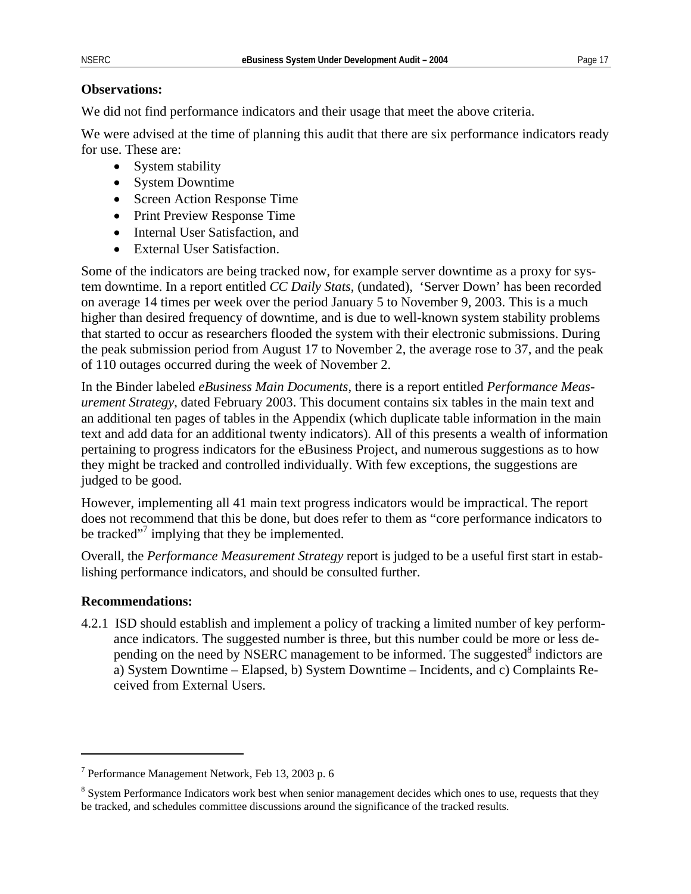**Observations:**

We did not find performance indicators and their usage that meet the above criteria.

We were advised at the time of planning this audit that there are six performance indicators ready for use. These are:

- System stability
- System Downtime
- Screen Action Response Time
- Print Preview Response Time
- Internal User Satisfaction, and
- External User Satisfaction.

Some of the indicators are being tracked now, for example server downtime as a proxy for system downtime. In a report entitled *CC Daily Stats*, (undated), 'Server Down' has been recorded on average 14 times per week over the period January 5 to November 9, 2003. This is a much higher than desired frequency of downtime, and is due to well-known system stability problems that started to occur as researchers flooded the system with their electronic submissions. During the peak submission period from August 17 to November 2, the average rose to 37, and the peak of 110 outages occurred during the week of November 2.

In the Binder labeled *eBusiness Main Documents*, there is a report entitled *Performance Measurement Strategy*, dated February 2003. This document contains six tables in the main text and an additional ten pages of tables in the Appendix (which duplicate table information in the main text and add data for an additional twenty indicators). All of this presents a wealth of information pertaining to progress indicators for the eBusiness Project, and numerous suggestions as to how they might be tracked and controlled individually. With few exceptions, the suggestions are judged to be good.

However, implementing all 41 main text progress indicators would be impractical. The report does not recommend that this be done, but does refer to them as "core performance indicators to be tracked"[7] implying that they be implemented.

Overall, the *Performance Measurement Strategy* report is judged to be a useful first start in establishing performance indicators, and should be consulted further.

**Recommendations:**

4.2.1 ISD should establish and implement a policy of tracking a limited number of key performance indicators. The suggested number is three, but this number could be more or less depending on the need by NSERC management to be informed. The suggested[8] indictors are a) System Downtime – Elapsed, b) System Downtime – Incidents, and c) Complaints Received from External Users.

---

[7] Performance Management Network, Feb 13, 2003 p. 6

[8] System Performance Indicators work best when senior management decides which ones to use, requests that they be tracked, and schedules committee discussions around the significance of the tracked results.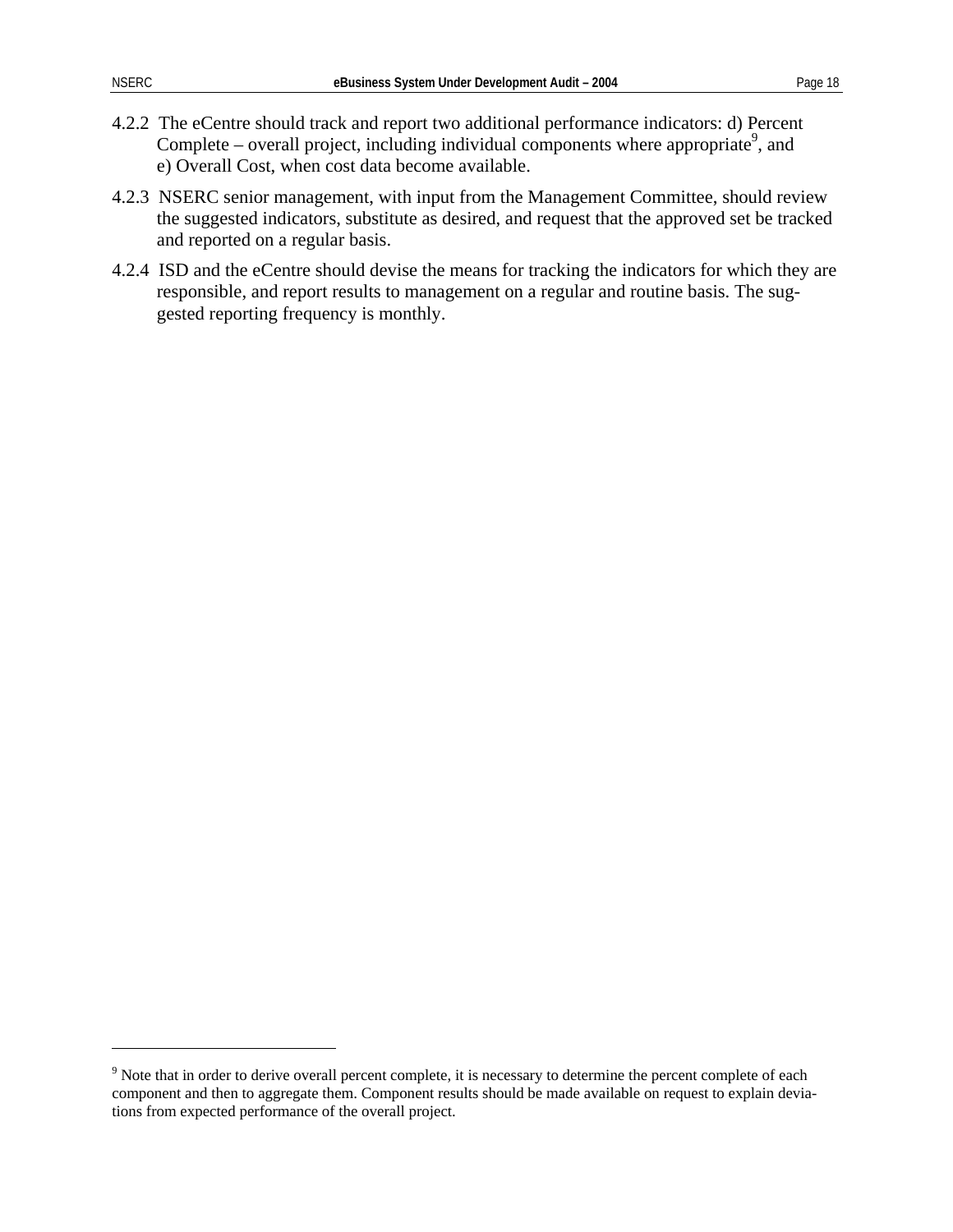4.2.2 The eCentre should track and report two additional performance indicators: d) Percent Complete – overall project, including individual components where appropriate[9], and e) Overall Cost, when cost data become available.

4.2.3 NSERC senior management, with input from the Management Committee, should review the suggested indicators, substitute as desired, and request that the approved set be tracked and reported on a regular basis.

4.2.4 ISD and the eCentre should devise the means for tracking the indicators for which they are responsible, and report results to management on a regular and routine basis. The suggested reporting frequency is monthly.

---

[9] Note that in order to derive overall percent complete, it is necessary to determine the percent complete of each component and then to aggregate them. Component results should be made available on request to explain deviations from expected performance of the overall project.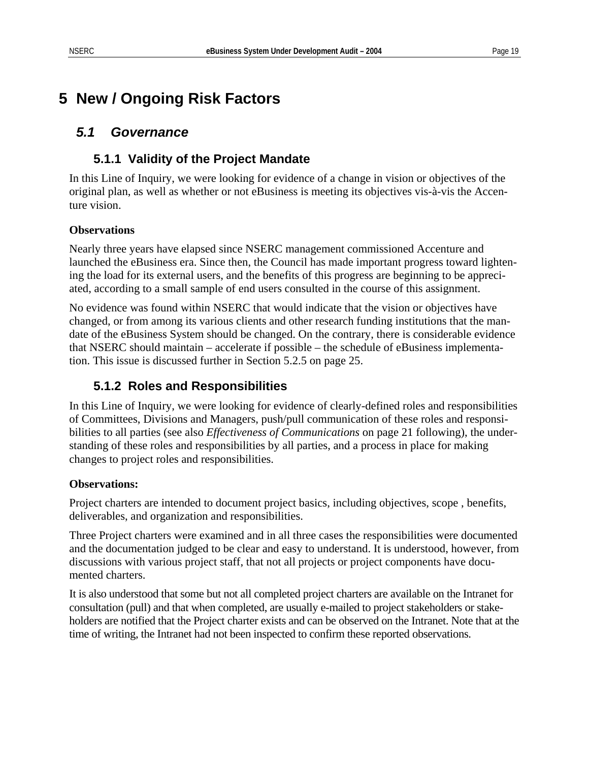# 5 New / Ongoing Risk Factors

## 5.1 Governance

### 5.1.1 Validity of the Project Mandate

In this Line of Inquiry, we were looking for evidence of a change in vision or objectives of the original plan, as well as whether or not eBusiness is meeting its objectives vis-à-vis the Accenture vision.

**Observations**

Nearly three years have elapsed since NSERC management commissioned Accenture and launched the eBusiness era. Since then, the Council has made important progress toward lightening the load for its external users, and the benefits of this progress are beginning to be appreciated, according to a small sample of end users consulted in the course of this assignment.

No evidence was found within NSERC that would indicate that the vision or objectives have changed, or from among its various clients and other research funding institutions that the mandate of the eBusiness System should be changed. On the contrary, there is considerable evidence that NSERC should maintain – accelerate if possible – the schedule of eBusiness implementation. This issue is discussed further in Section 5.2.5 on page 25.

### 5.1.2 Roles and Responsibilities

In this Line of Inquiry, we were looking for evidence of clearly-defined roles and responsibilities of Committees, Divisions and Managers, push/pull communication of these roles and responsibilities to all parties (see also *Effectiveness of Communications* on page 21 following), the understanding of these roles and responsibilities by all parties, and a process in place for making changes to project roles and responsibilities.

**Observations:**

Project charters are intended to document project basics, including objectives, scope , benefits, deliverables, and organization and responsibilities.

Three Project charters were examined and in all three cases the responsibilities were documented and the documentation judged to be clear and easy to understand. It is understood, however, from discussions with various project staff, that not all projects or project components have documented charters.

It is also understood that some but not all completed project charters are available on the Intranet for consultation (pull) and that when completed, are usually e-mailed to project stakeholders or stakeholders are notified that the Project charter exists and can be observed on the Intranet. Note that at the time of writing, the Intranet had not been inspected to confirm these reported observations.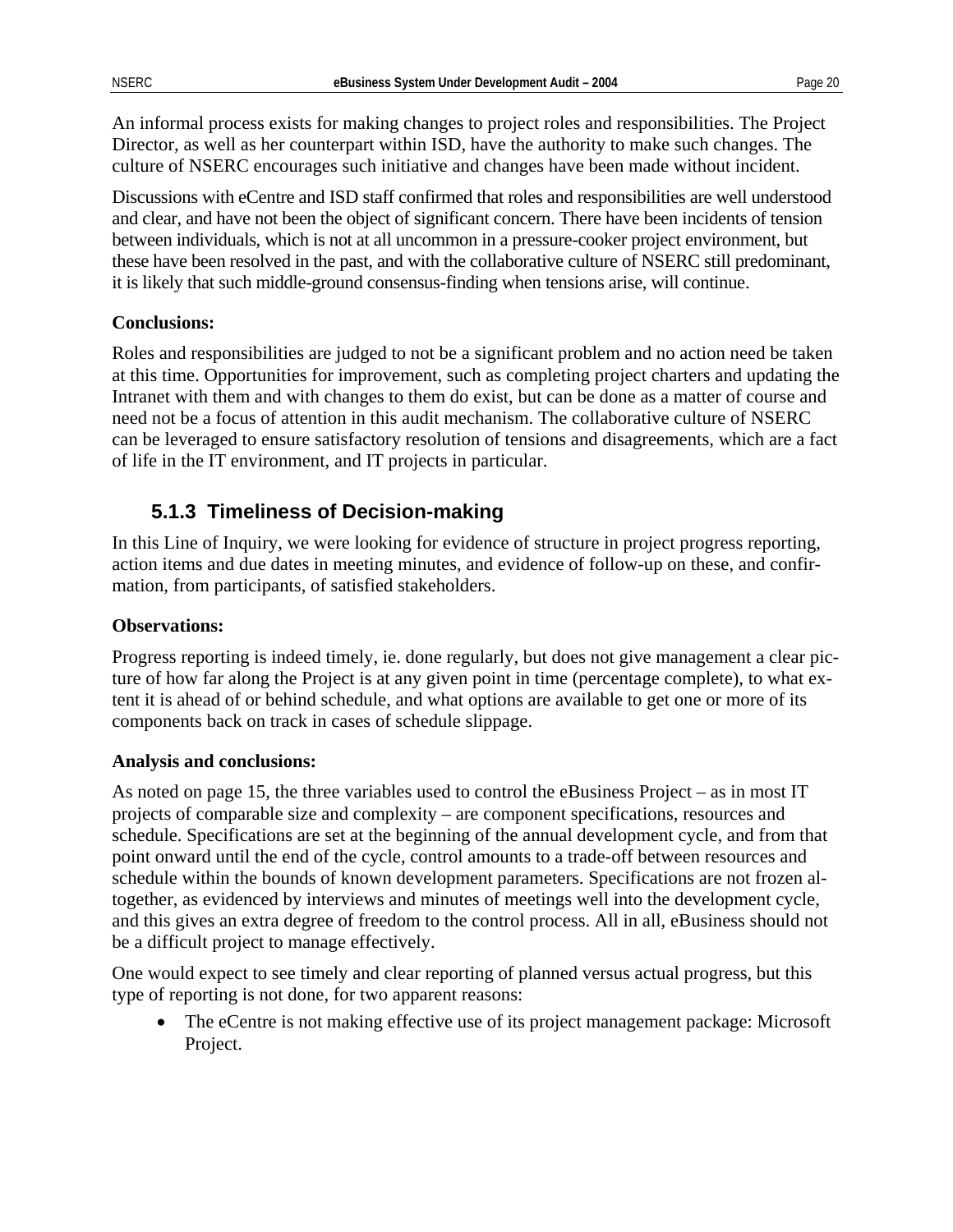An informal process exists for making changes to project roles and responsibilities. The Project Director, as well as her counterpart within ISD, have the authority to make such changes. The culture of NSERC encourages such initiative and changes have been made without incident.

Discussions with eCentre and ISD staff confirmed that roles and responsibilities are well understood and clear, and have not been the object of significant concern. There have been incidents of tension between individuals, which is not at all uncommon in a pressure-cooker project environment, but these have been resolved in the past, and with the collaborative culture of NSERC still predominant, it is likely that such middle-ground consensus-finding when tensions arise, will continue.

**Conclusions:**

Roles and responsibilities are judged to not be a significant problem and no action need be taken at this time. Opportunities for improvement, such as completing project charters and updating the Intranet with them and with changes to them do exist, but can be done as a matter of course and need not be a focus of attention in this audit mechanism. The collaborative culture of NSERC can be leveraged to ensure satisfactory resolution of tensions and disagreements, which are a fact of life in the IT environment, and IT projects in particular.

### 5.1.3 Timeliness of Decision-making

In this Line of Inquiry, we were looking for evidence of structure in project progress reporting, action items and due dates in meeting minutes, and evidence of follow-up on these, and confirmation, from participants, of satisfied stakeholders.

**Observations:**

Progress reporting is indeed timely, ie. done regularly, but does not give management a clear picture of how far along the Project is at any given point in time (percentage complete), to what extent it is ahead of or behind schedule, and what options are available to get one or more of its components back on track in cases of schedule slippage.

**Analysis and conclusions:**

As noted on page 15, the three variables used to control the eBusiness Project – as in most IT projects of comparable size and complexity – are component specifications, resources and schedule. Specifications are set at the beginning of the annual development cycle, and from that point onward until the end of the cycle, control amounts to a trade-off between resources and schedule within the bounds of known development parameters. Specifications are not frozen altogether, as evidenced by interviews and minutes of meetings well into the development cycle, and this gives an extra degree of freedom to the control process. All in all, eBusiness should not be a difficult project to manage effectively.

One would expect to see timely and clear reporting of planned versus actual progress, but this type of reporting is not done, for two apparent reasons:

- The eCentre is not making effective use of its project management package: Microsoft Project.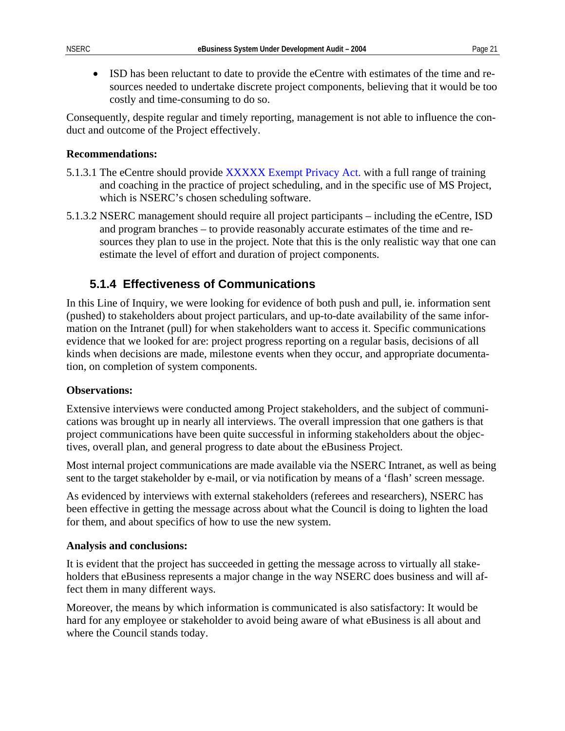- ISD has been reluctant to date to provide the eCentre with estimates of the time and resources needed to undertake discrete project components, believing that it would be too costly and time-consuming to do so.

Consequently, despite regular and timely reporting, management is not able to influence the conduct and outcome of the Project effectively.

**Recommendations:**

5.1.3.1 The eCentre should provide XXXXX Exempt Privacy Act. with a full range of training and coaching in the practice of project scheduling, and in the specific use of MS Project, which is NSERC's chosen scheduling software.

5.1.3.2 NSERC management should require all project participants – including the eCentre, ISD and program branches – to provide reasonably accurate estimates of the time and resources they plan to use in the project. Note that this is the only realistic way that one can estimate the level of effort and duration of project components.

### 5.1.4 Effectiveness of Communications

In this Line of Inquiry, we were looking for evidence of both push and pull, ie. information sent (pushed) to stakeholders about project particulars, and up-to-date availability of the same information on the Intranet (pull) for when stakeholders want to access it. Specific communications evidence that we looked for are: project progress reporting on a regular basis, decisions of all kinds when decisions are made, milestone events when they occur, and appropriate documentation, on completion of system components.

**Observations:**

Extensive interviews were conducted among Project stakeholders, and the subject of communications was brought up in nearly all interviews. The overall impression that one gathers is that project communications have been quite successful in informing stakeholders about the objectives, overall plan, and general progress to date about the eBusiness Project.

Most internal project communications are made available via the NSERC Intranet, as well as being sent to the target stakeholder by e-mail, or via notification by means of a 'flash' screen message.

As evidenced by interviews with external stakeholders (referees and researchers), NSERC has been effective in getting the message across about what the Council is doing to lighten the load for them, and about specifics of how to use the new system.

**Analysis and conclusions:**

It is evident that the project has succeeded in getting the message across to virtually all stakeholders that eBusiness represents a major change in the way NSERC does business and will affect them in many different ways.

Moreover, the means by which information is communicated is also satisfactory: It would be hard for any employee or stakeholder to avoid being aware of what eBusiness is all about and where the Council stands today.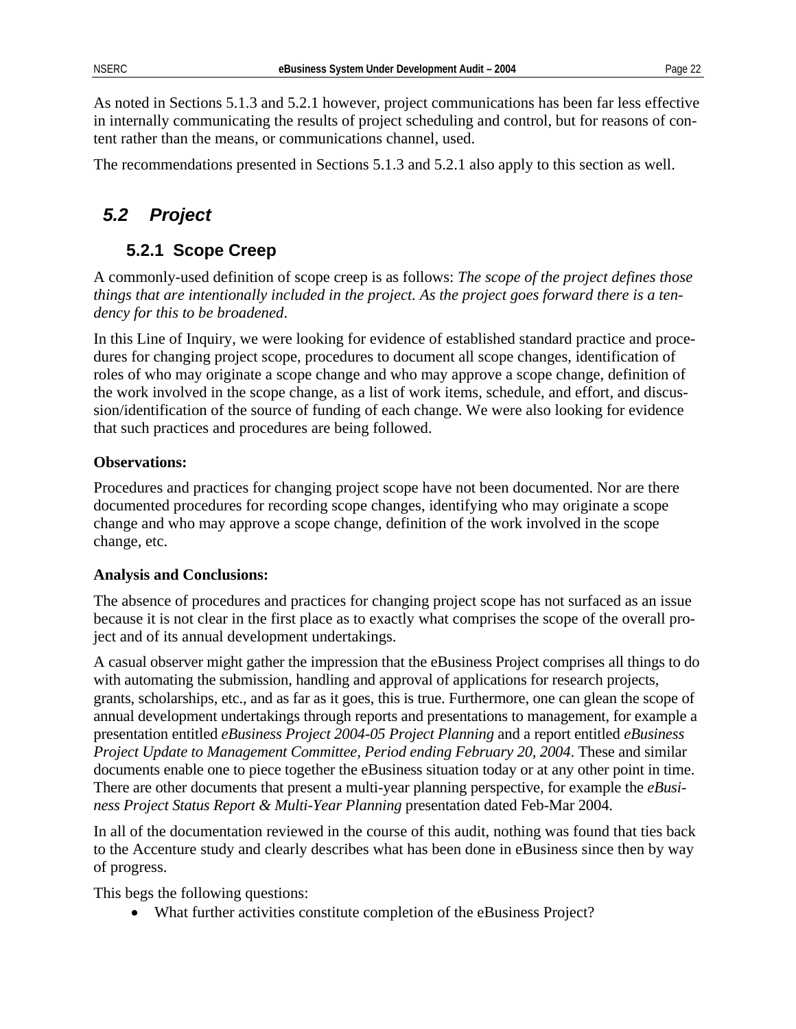As noted in Sections 5.1.3 and 5.2.1 however, project communications has been far less effective in internally communicating the results of project scheduling and control, but for reasons of content rather than the means, or communications channel, used.

The recommendations presented in Sections 5.1.3 and 5.2.1 also apply to this section as well.

## 5.2 Project

### 5.2.1 Scope Creep

A commonly-used definition of scope creep is as follows: *The scope of the project defines those things that are intentionally included in the project. As the project goes forward there is a tendency for this to be broadened*.

In this Line of Inquiry, we were looking for evidence of established standard practice and procedures for changing project scope, procedures to document all scope changes, identification of roles of who may originate a scope change and who may approve a scope change, definition of the work involved in the scope change, as a list of work items, schedule, and effort, and discussion/identification of the source of funding of each change. We were also looking for evidence that such practices and procedures are being followed.

**Observations:**

Procedures and practices for changing project scope have not been documented. Nor are there documented procedures for recording scope changes, identifying who may originate a scope change and who may approve a scope change, definition of the work involved in the scope change, etc.

**Analysis and Conclusions:**

The absence of procedures and practices for changing project scope has not surfaced as an issue because it is not clear in the first place as to exactly what comprises the scope of the overall project and of its annual development undertakings.

A casual observer might gather the impression that the eBusiness Project comprises all things to do with automating the submission, handling and approval of applications for research projects, grants, scholarships, etc., and as far as it goes, this is true. Furthermore, one can glean the scope of annual development undertakings through reports and presentations to management, for example a presentation entitled *eBusiness Project 2004-05 Project Planning* and a report entitled *eBusiness Project Update to Management Committee, Period ending February 20, 2004*. These and similar documents enable one to piece together the eBusiness situation today or at any other point in time. There are other documents that present a multi-year planning perspective, for example the *eBusiness Project Status Report & Multi-Year Planning* presentation dated Feb-Mar 2004.

In all of the documentation reviewed in the course of this audit, nothing was found that ties back to the Accenture study and clearly describes what has been done in eBusiness since then by way of progress.

This begs the following questions:

- What further activities constitute completion of the eBusiness Project?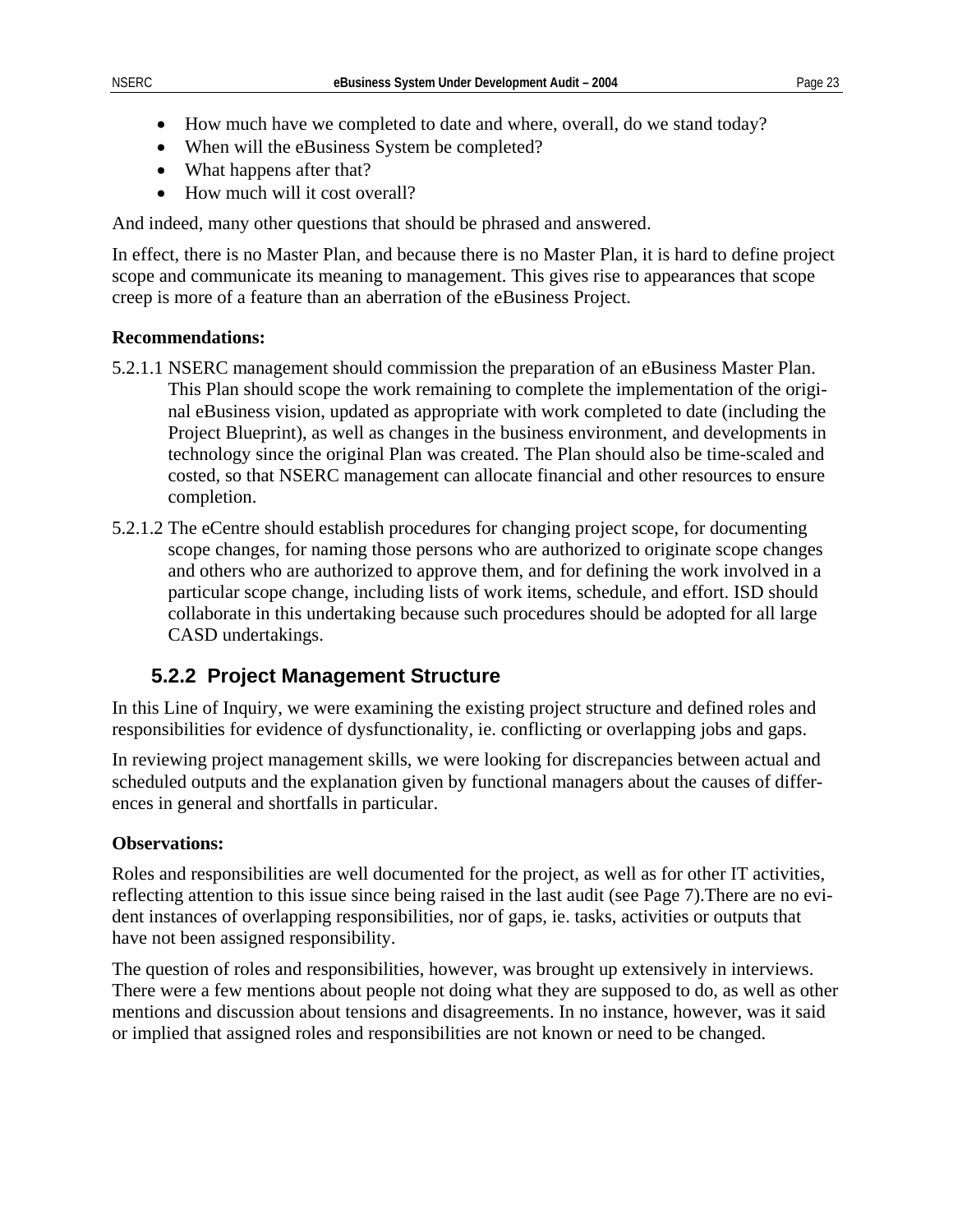- How much have we completed to date and where, overall, do we stand today?
- When will the eBusiness System be completed?
- What happens after that?
- How much will it cost overall?

And indeed, many other questions that should be phrased and answered.

In effect, there is no Master Plan, and because there is no Master Plan, it is hard to define project scope and communicate its meaning to management. This gives rise to appearances that scope creep is more of a feature than an aberration of the eBusiness Project.

**Recommendations:**

5.2.1.1 NSERC management should commission the preparation of an eBusiness Master Plan. This Plan should scope the work remaining to complete the implementation of the original eBusiness vision, updated as appropriate with work completed to date (including the Project Blueprint), as well as changes in the business environment, and developments in technology since the original Plan was created. The Plan should also be time-scaled and costed, so that NSERC management can allocate financial and other resources to ensure completion.

5.2.1.2 The eCentre should establish procedures for changing project scope, for documenting scope changes, for naming those persons who are authorized to originate scope changes and others who are authorized to approve them, and for defining the work involved in a particular scope change, including lists of work items, schedule, and effort. ISD should collaborate in this undertaking because such procedures should be adopted for all large CASD undertakings.

### 5.2.2 Project Management Structure

In this Line of Inquiry, we were examining the existing project structure and defined roles and responsibilities for evidence of dysfunctionality, ie. conflicting or overlapping jobs and gaps.

In reviewing project management skills, we were looking for discrepancies between actual and scheduled outputs and the explanation given by functional managers about the causes of differences in general and shortfalls in particular.

**Observations:**

Roles and responsibilities are well documented for the project, as well as for other IT activities, reflecting attention to this issue since being raised in the last audit (see Page 7).There are no evident instances of overlapping responsibilities, nor of gaps, ie. tasks, activities or outputs that have not been assigned responsibility.

The question of roles and responsibilities, however, was brought up extensively in interviews. There were a few mentions about people not doing what they are supposed to do, as well as other mentions and discussion about tensions and disagreements. In no instance, however, was it said or implied that assigned roles and responsibilities are not known or need to be changed.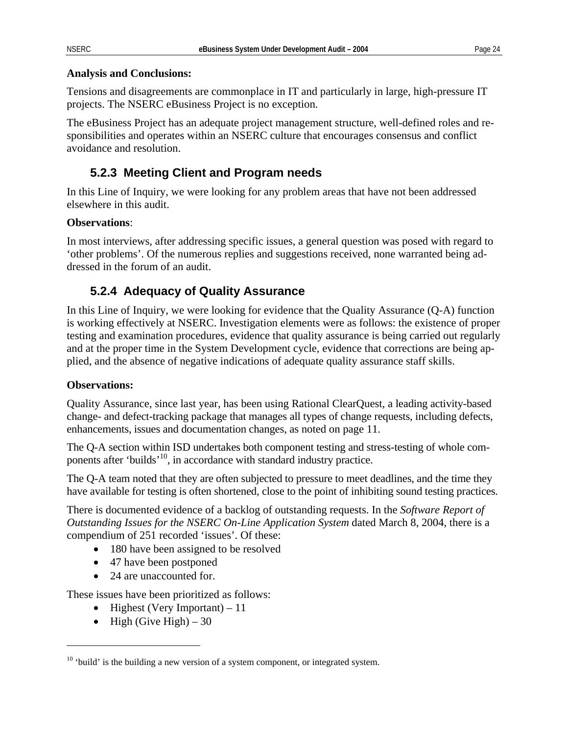**Analysis and Conclusions:**

Tensions and disagreements are commonplace in IT and particularly in large, high-pressure IT projects. The NSERC eBusiness Project is no exception.

The eBusiness Project has an adequate project management structure, well-defined roles and responsibilities and operates within an NSERC culture that encourages consensus and conflict avoidance and resolution.

### 5.2.3 Meeting Client and Program needs

In this Line of Inquiry, we were looking for any problem areas that have not been addressed elsewhere in this audit.

**Observations**:

In most interviews, after addressing specific issues, a general question was posed with regard to 'other problems'. Of the numerous replies and suggestions received, none warranted being addressed in the forum of an audit.

### 5.2.4 Adequacy of Quality Assurance

In this Line of Inquiry, we were looking for evidence that the Quality Assurance (Q-A) function is working effectively at NSERC. Investigation elements were as follows: the existence of proper testing and examination procedures, evidence that quality assurance is being carried out regularly and at the proper time in the System Development cycle, evidence that corrections are being applied, and the absence of negative indications of adequate quality assurance staff skills.

**Observations:**

Quality Assurance, since last year, has been using Rational ClearQuest, a leading activity-based change- and defect-tracking package that manages all types of change requests, including defects, enhancements, issues and documentation changes, as noted on page 11.

The Q-A section within ISD undertakes both component testing and stress-testing of whole components after 'builds'[10], in accordance with standard industry practice.

The Q-A team noted that they are often subjected to pressure to meet deadlines, and the time they have available for testing is often shortened, close to the point of inhibiting sound testing practices.

There is documented evidence of a backlog of outstanding requests. In the *Software Report of Outstanding Issues for the NSERC On-Line Application System* dated March 8, 2004, there is a compendium of 251 recorded 'issues'. Of these:

- 180 have been assigned to be resolved
- 47 have been postponed
- 24 are unaccounted for.

These issues have been prioritized as follows:

- Highest (Very Important) – 11
- High (Give High) – 30

[10] 'build' is the building a new version of a system component, or integrated system.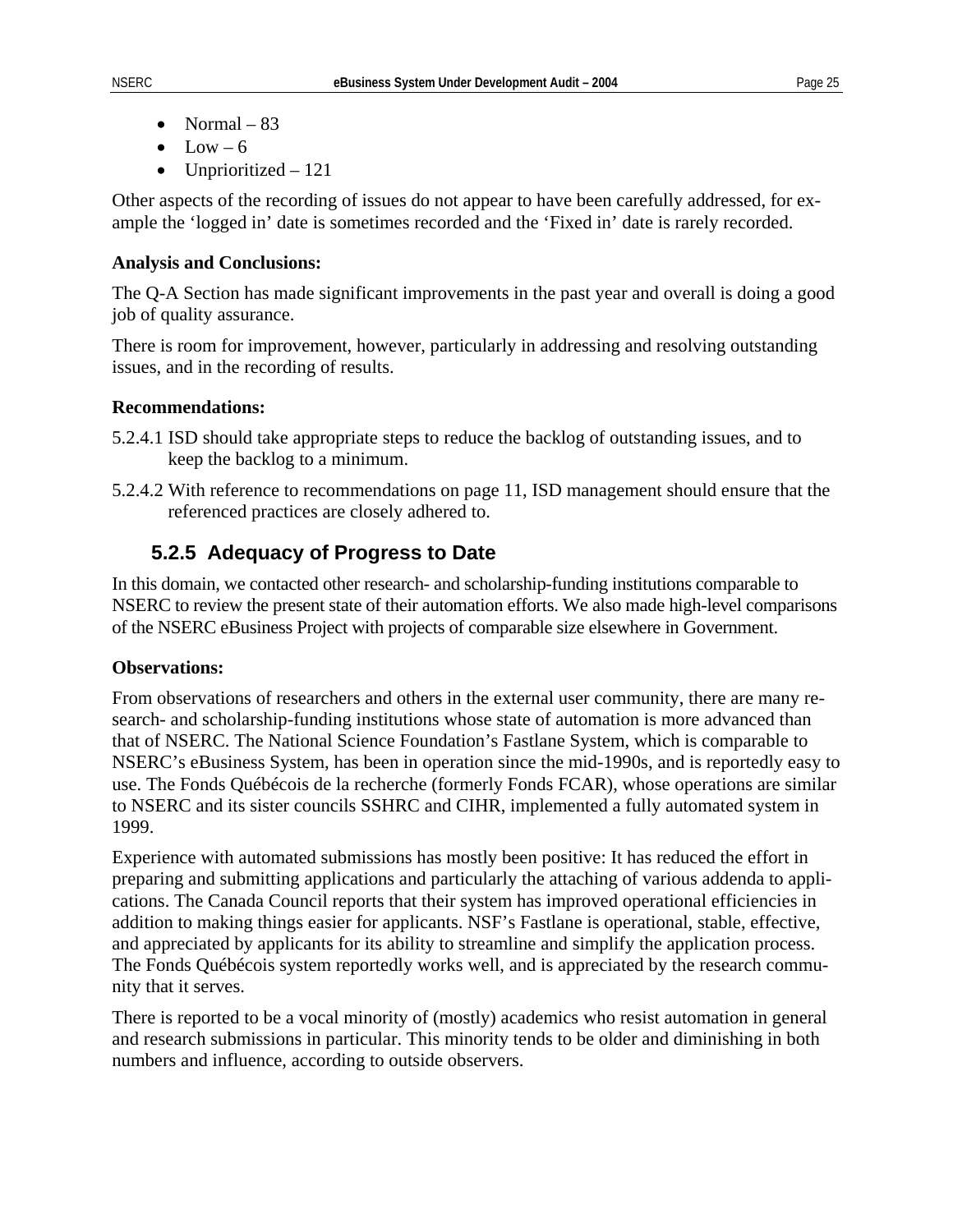- Normal – 83
- Low – 6
- Unprioritized – 121

Other aspects of the recording of issues do not appear to have been carefully addressed, for example the 'logged in' date is sometimes recorded and the 'Fixed in' date is rarely recorded.

**Analysis and Conclusions:**

The Q-A Section has made significant improvements in the past year and overall is doing a good job of quality assurance.

There is room for improvement, however, particularly in addressing and resolving outstanding issues, and in the recording of results.

**Recommendations:**

5.2.4.1 ISD should take appropriate steps to reduce the backlog of outstanding issues, and to keep the backlog to a minimum.

5.2.4.2 With reference to recommendations on page 11, ISD management should ensure that the referenced practices are closely adhered to.

### 5.2.5 Adequacy of Progress to Date

In this domain, we contacted other research- and scholarship-funding institutions comparable to NSERC to review the present state of their automation efforts. We also made high-level comparisons of the NSERC eBusiness Project with projects of comparable size elsewhere in Government.

**Observations:**

From observations of researchers and others in the external user community, there are many research- and scholarship-funding institutions whose state of automation is more advanced than that of NSERC. The National Science Foundation's Fastlane System, which is comparable to NSERC's eBusiness System, has been in operation since the mid-1990s, and is reportedly easy to use. The Fonds Québécois de la recherche (formerly Fonds FCAR), whose operations are similar to NSERC and its sister councils SSHRC and CIHR, implemented a fully automated system in 1999.

Experience with automated submissions has mostly been positive: It has reduced the effort in preparing and submitting applications and particularly the attaching of various addenda to applications. The Canada Council reports that their system has improved operational efficiencies in addition to making things easier for applicants. NSF's Fastlane is operational, stable, effective, and appreciated by applicants for its ability to streamline and simplify the application process. The Fonds Québécois system reportedly works well, and is appreciated by the research community that it serves.

There is reported to be a vocal minority of (mostly) academics who resist automation in general and research submissions in particular. This minority tends to be older and diminishing in both numbers and influence, according to outside observers.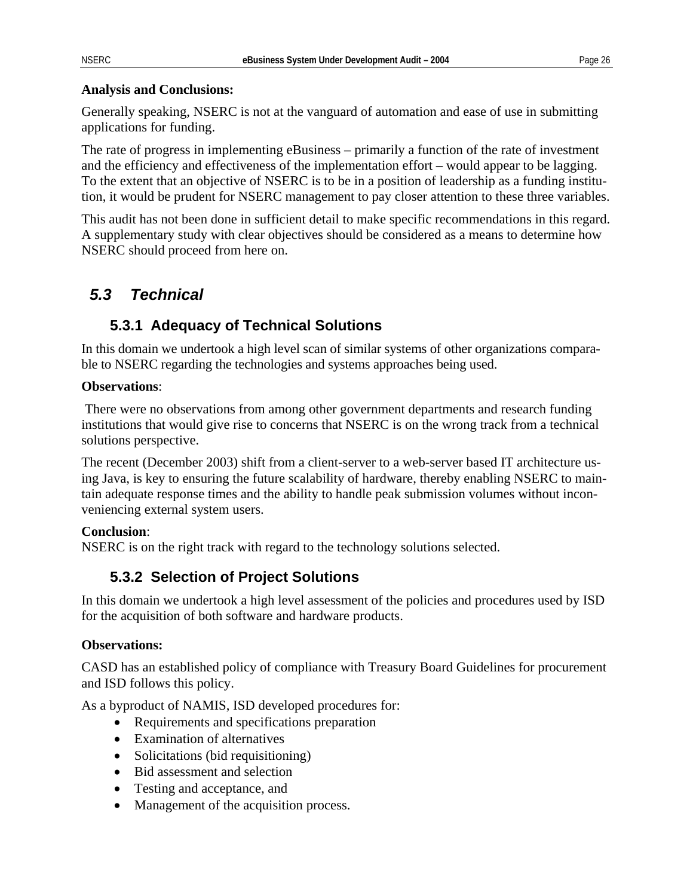**Analysis and Conclusions:**

Generally speaking, NSERC is not at the vanguard of automation and ease of use in submitting applications for funding.

The rate of progress in implementing eBusiness – primarily a function of the rate of investment and the efficiency and effectiveness of the implementation effort – would appear to be lagging. To the extent that an objective of NSERC is to be in a position of leadership as a funding institution, it would be prudent for NSERC management to pay closer attention to these three variables.

This audit has not been done in sufficient detail to make specific recommendations in this regard. A supplementary study with clear objectives should be considered as a means to determine how NSERC should proceed from here on.

## *5.3 Technical*

### 5.3.1 Adequacy of Technical Solutions

In this domain we undertook a high level scan of similar systems of other organizations comparable to NSERC regarding the technologies and systems approaches being used.

**Observations**:

There were no observations from among other government departments and research funding institutions that would give rise to concerns that NSERC is on the wrong track from a technical solutions perspective.

The recent (December 2003) shift from a client-server to a web-server based IT architecture using Java, is key to ensuring the future scalability of hardware, thereby enabling NSERC to maintain adequate response times and the ability to handle peak submission volumes without inconveniencing external system users.

**Conclusion**:
NSERC is on the right track with regard to the technology solutions selected.

### 5.3.2 Selection of Project Solutions

In this domain we undertook a high level assessment of the policies and procedures used by ISD for the acquisition of both software and hardware products.

**Observations:**

CASD has an established policy of compliance with Treasury Board Guidelines for procurement and ISD follows this policy.

As a byproduct of NAMIS, ISD developed procedures for:

- Requirements and specifications preparation
- Examination of alternatives
- Solicitations (bid requisitioning)
- Bid assessment and selection
- Testing and acceptance, and
- Management of the acquisition process.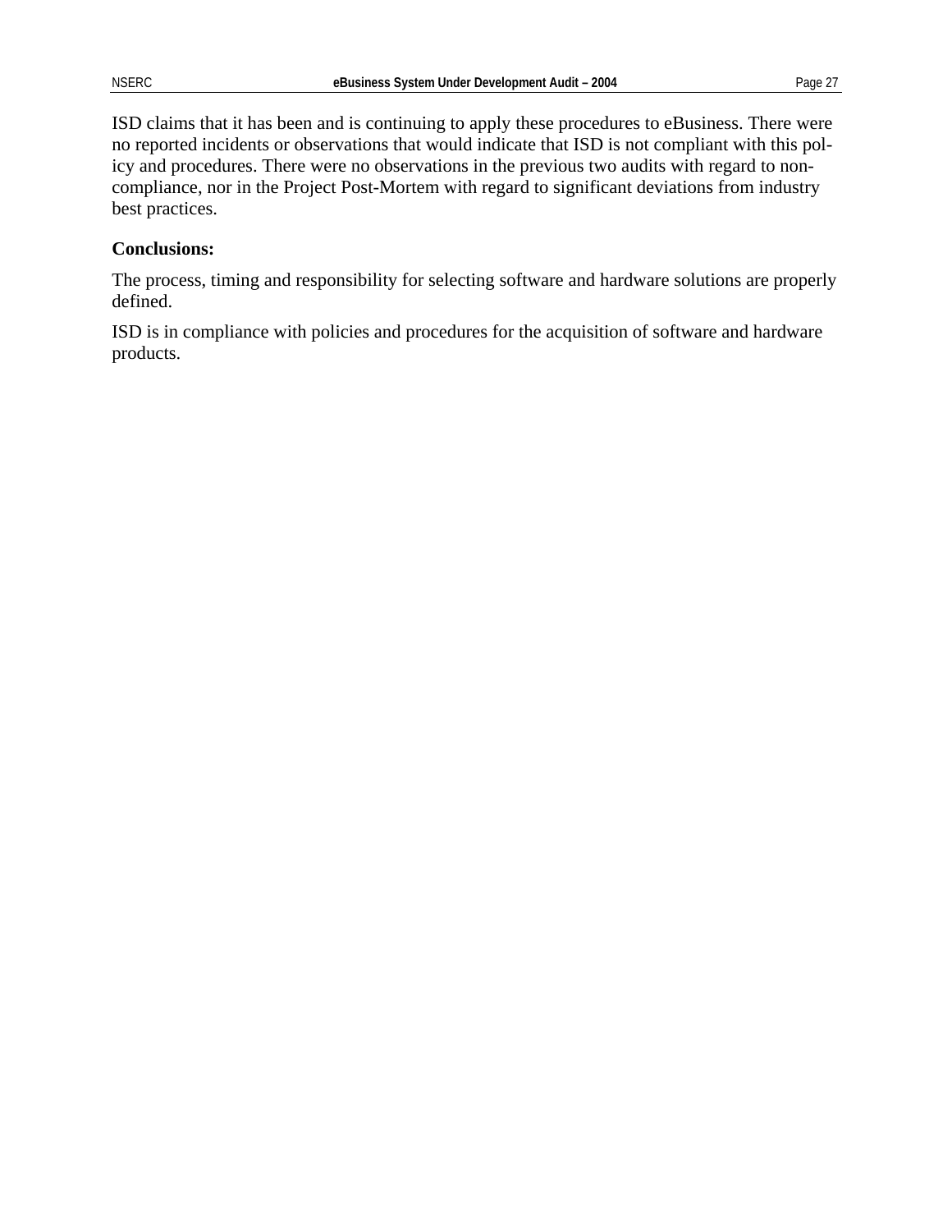ISD claims that it has been and is continuing to apply these procedures to eBusiness. There were no reported incidents or observations that would indicate that ISD is not compliant with this policy and procedures. There were no observations in the previous two audits with regard to non-compliance, nor in the Project Post-Mortem with regard to significant deviations from industry best practices.

**Conclusions:**

The process, timing and responsibility for selecting software and hardware solutions are properly defined.

ISD is in compliance with policies and procedures for the acquisition of software and hardware products.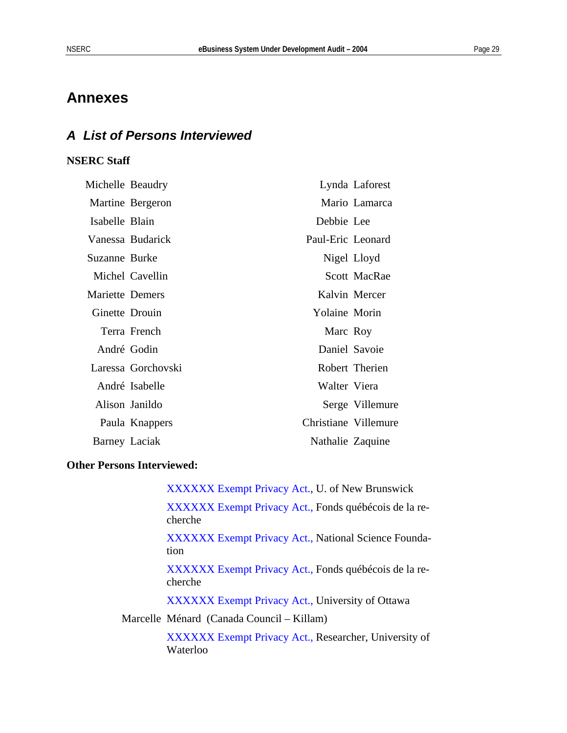# Annexes

## A List of Persons Interviewed

**NSERC Staff**

| | |
|---|---|
| Michelle Beaudry | Lynda Laforest |
| Martine Bergeron | Mario Lamarca |
| Isabelle Blain | Debbie Lee |
| Vanessa Budarick | Paul-Eric Leonard |
| Suzanne Burke | Nigel Lloyd |
| Michel Cavellin | Scott MacRae |
| Mariette Demers | Kalvin Mercer |
| Ginette Drouin | Yolaine Morin |
| Terra French | Marc Roy |
| André Godin | Daniel Savoie |
| Laressa Gorchovski | Robert Therien |
| André Isabelle | Walter Viera |
| Alison Janildo | Serge Villemure |
| Paula Knappers | Christiane Villemure |
| Barney Laciak | Nathalie Zaquine |

**Other Persons Interviewed:**

XXXXXX Exempt Privacy Act., U. of New Brunswick

XXXXXX Exempt Privacy Act., Fonds québécois de la recherche

XXXXXX Exempt Privacy Act., National Science Foundation

XXXXXX Exempt Privacy Act., Fonds québécois de la recherche

XXXXXX Exempt Privacy Act., University of Ottawa

Marcelle Ménard (Canada Council – Killam)

XXXXXX Exempt Privacy Act., Researcher, University of Waterloo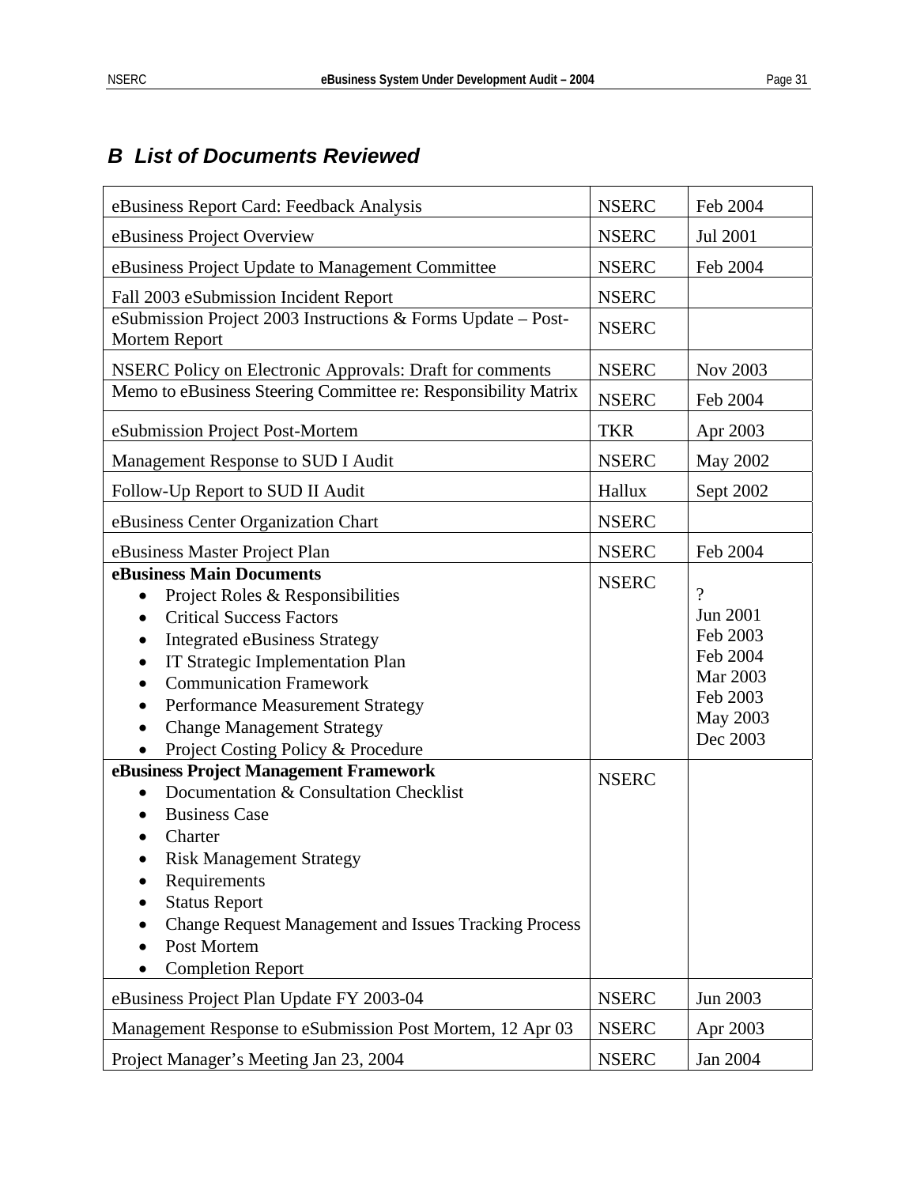## B List of Documents Reviewed

| | | |
|---|---|---|
| eBusiness Report Card: Feedback Analysis | NSERC | Feb 2004 |
| eBusiness Project Overview | NSERC | Jul 2001 |
| eBusiness Project Update to Management Committee | NSERC | Feb 2004 |
| Fall 2003 eSubmission Incident Report | NSERC | |
| eSubmission Project 2003 Instructions & Forms Update – Post-Mortem Report | NSERC | |
| NSERC Policy on Electronic Approvals: Draft for comments | NSERC | Nov 2003 |
| Memo to eBusiness Steering Committee re: Responsibility Matrix | NSERC | Feb 2004 |
| eSubmission Project Post-Mortem | TKR | Apr 2003 |
| Management Response to SUD I Audit | NSERC | May 2002 |
| Follow-Up Report to SUD II Audit | Hallux | Sept 2002 |
| eBusiness Center Organization Chart | NSERC | |
| eBusiness Master Project Plan | NSERC | Feb 2004 |
| **eBusiness Main Documents**<br>• Project Roles & Responsibilities<br>• Critical Success Factors<br>• Integrated eBusiness Strategy<br>• IT Strategic Implementation Plan<br>• Communication Framework<br>• Performance Measurement Strategy<br>• Change Management Strategy<br>• Project Costing Policy & Procedure | NSERC | ?<br>Jun 2001<br>Feb 2003<br>Feb 2004<br>Mar 2003<br>Feb 2003<br>May 2003<br>Dec 2003 |
| **eBusiness Project Management Framework**<br>• Documentation & Consultation Checklist<br>• Business Case<br>• Charter<br>• Risk Management Strategy<br>• Requirements<br>• Status Report<br>• Change Request Management and Issues Tracking Process<br>• Post Mortem<br>• Completion Report | NSERC | |
| eBusiness Project Plan Update FY 2003-04 | NSERC | Jun 2003 |
| Management Response to eSubmission Post Mortem, 12 Apr 03 | NSERC | Apr 2003 |
| Project Manager's Meeting Jan 23, 2004 | NSERC | Jan 2004 |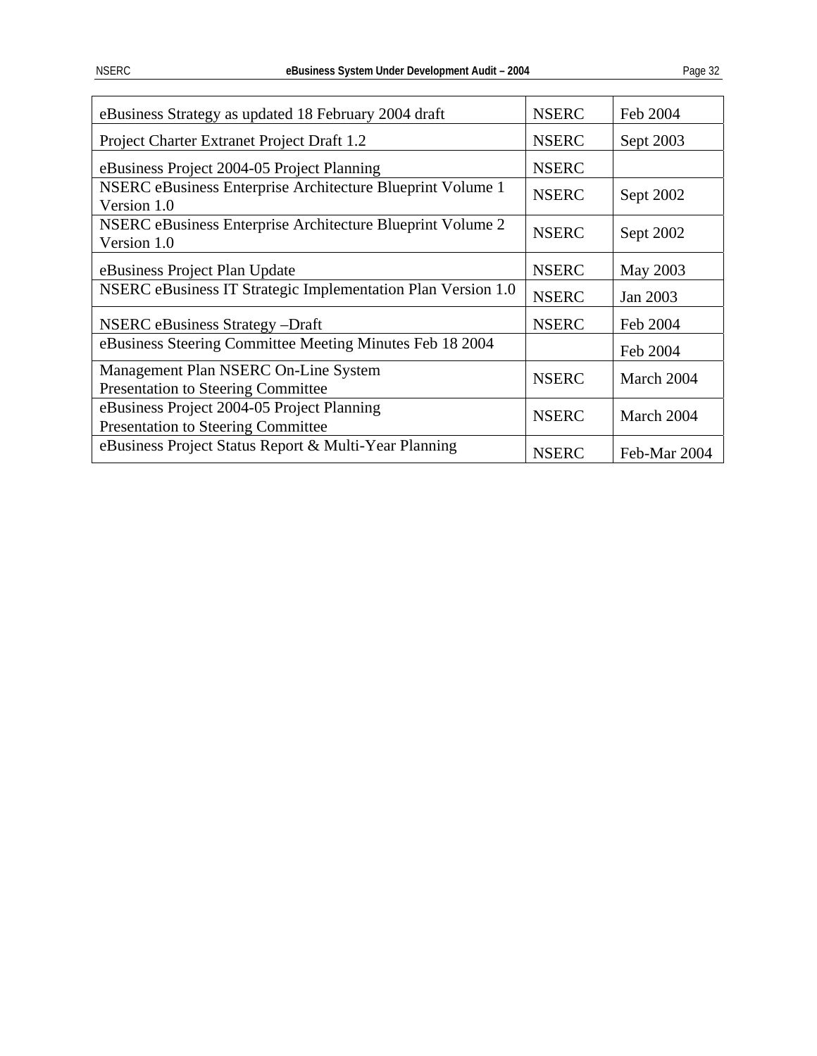| | | |
|---|---|---|
| eBusiness Strategy as updated 18 February 2004 draft | NSERC | Feb 2004 |
| Project Charter Extranet Project Draft 1.2 | NSERC | Sept 2003 |
| eBusiness Project 2004-05 Project Planning | NSERC | |
| NSERC eBusiness Enterprise Architecture Blueprint Volume 1 Version 1.0 | NSERC | Sept 2002 |
| NSERC eBusiness Enterprise Architecture Blueprint Volume 2 Version 1.0 | NSERC | Sept 2002 |
| eBusiness Project Plan Update | NSERC | May 2003 |
| NSERC eBusiness IT Strategic Implementation Plan Version 1.0 | NSERC | Jan 2003 |
| NSERC eBusiness Strategy –Draft | NSERC | Feb 2004 |
| eBusiness Steering Committee Meeting Minutes Feb 18 2004 | | Feb 2004 |
| Management Plan NSERC On-Line System Presentation to Steering Committee | NSERC | March 2004 |
| eBusiness Project 2004-05 Project Planning Presentation to Steering Committee | NSERC | March 2004 |
| eBusiness Project Status Report & Multi-Year Planning | NSERC | Feb-Mar 2004 |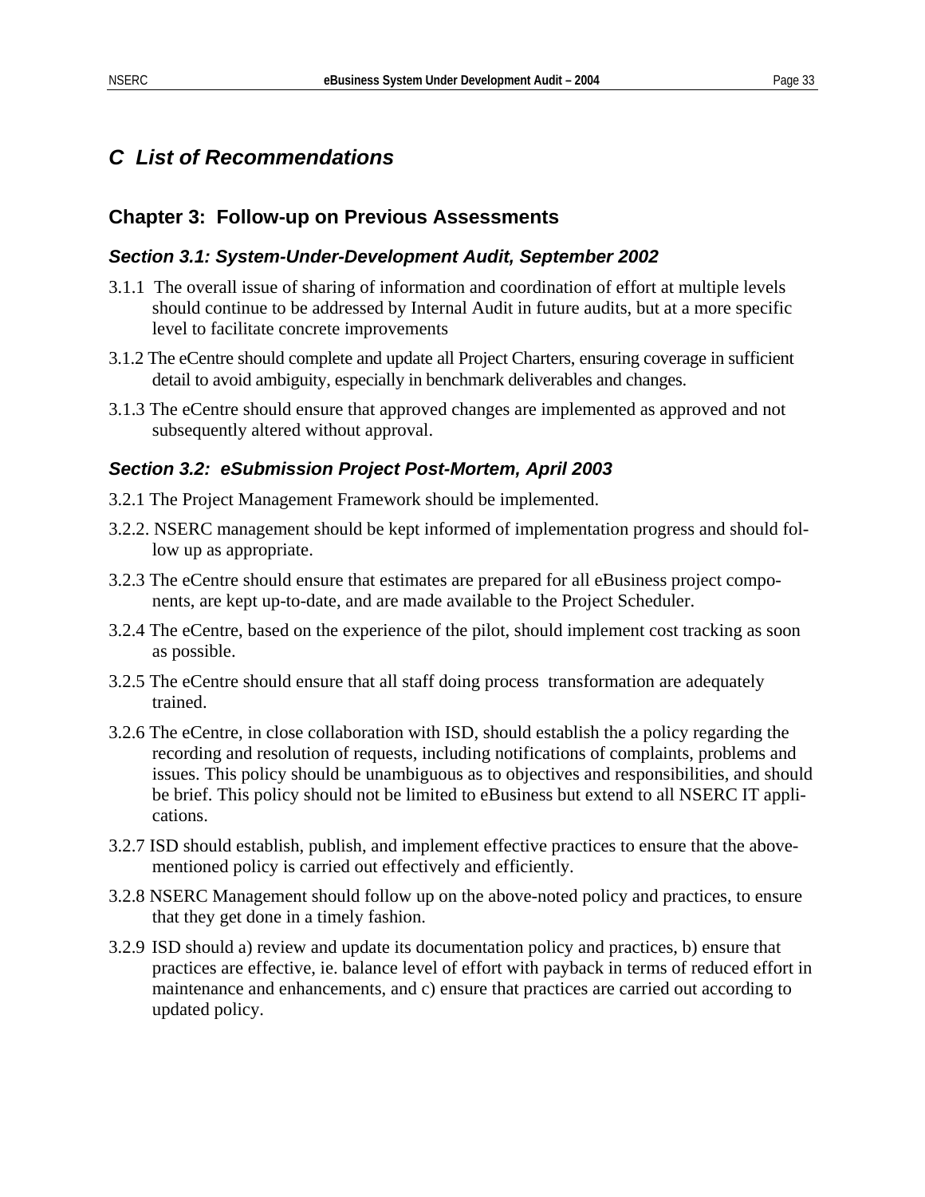## C List of Recommendations

### Chapter 3: Follow-up on Previous Assessments

#### Section 3.1: System-Under-Development Audit, September 2002

3.1.1 The overall issue of sharing of information and coordination of effort at multiple levels should continue to be addressed by Internal Audit in future audits, but at a more specific level to facilitate concrete improvements

3.1.2 The eCentre should complete and update all Project Charters, ensuring coverage in sufficient detail to avoid ambiguity, especially in benchmark deliverables and changes.

3.1.3 The eCentre should ensure that approved changes are implemented as approved and not subsequently altered without approval.

#### Section 3.2: eSubmission Project Post-Mortem, April 2003

3.2.1 The Project Management Framework should be implemented.

3.2.2. NSERC management should be kept informed of implementation progress and should follow up as appropriate.

3.2.3 The eCentre should ensure that estimates are prepared for all eBusiness project components, are kept up-to-date, and are made available to the Project Scheduler.

3.2.4 The eCentre, based on the experience of the pilot, should implement cost tracking as soon as possible.

3.2.5 The eCentre should ensure that all staff doing process transformation are adequately trained.

3.2.6 The eCentre, in close collaboration with ISD, should establish the a policy regarding the recording and resolution of requests, including notifications of complaints, problems and issues. This policy should be unambiguous as to objectives and responsibilities, and should be brief. This policy should not be limited to eBusiness but extend to all NSERC IT applications.

3.2.7 ISD should establish, publish, and implement effective practices to ensure that the above-mentioned policy is carried out effectively and efficiently.

3.2.8 NSERC Management should follow up on the above-noted policy and practices, to ensure that they get done in a timely fashion.

3.2.9 ISD should a) review and update its documentation policy and practices, b) ensure that practices are effective, ie. balance level of effort with payback in terms of reduced effort in maintenance and enhancements, and c) ensure that practices are carried out according to updated policy.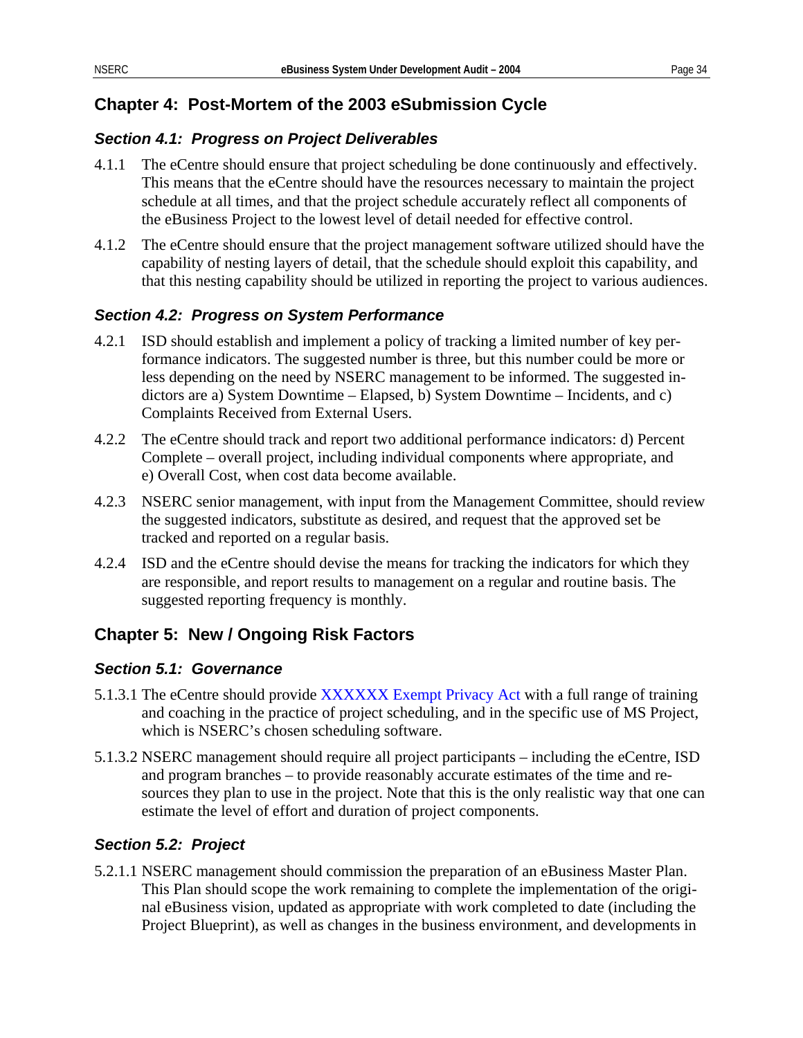## Chapter 4: Post-Mortem of the 2003 eSubmission Cycle

### *Section 4.1: Progress on Project Deliverables*

4.1.1 The eCentre should ensure that project scheduling be done continuously and effectively. This means that the eCentre should have the resources necessary to maintain the project schedule at all times, and that the project schedule accurately reflect all components of the eBusiness Project to the lowest level of detail needed for effective control.

4.1.2 The eCentre should ensure that the project management software utilized should have the capability of nesting layers of detail, that the schedule should exploit this capability, and that this nesting capability should be utilized in reporting the project to various audiences.

### *Section 4.2: Progress on System Performance*

4.2.1 ISD should establish and implement a policy of tracking a limited number of key performance indicators. The suggested number is three, but this number could be more or less depending on the need by NSERC management to be informed. The suggested indictors are a) System Downtime – Elapsed, b) System Downtime – Incidents, and c) Complaints Received from External Users.

4.2.2 The eCentre should track and report two additional performance indicators: d) Percent Complete – overall project, including individual components where appropriate, and e) Overall Cost, when cost data become available.

4.2.3 NSERC senior management, with input from the Management Committee, should review the suggested indicators, substitute as desired, and request that the approved set be tracked and reported on a regular basis.

4.2.4 ISD and the eCentre should devise the means for tracking the indicators for which they are responsible, and report results to management on a regular and routine basis. The suggested reporting frequency is monthly.

## Chapter 5: New / Ongoing Risk Factors

### *Section 5.1: Governance*

5.1.3.1 The eCentre should provide XXXXXX Exempt Privacy Act with a full range of training and coaching in the practice of project scheduling, and in the specific use of MS Project, which is NSERC's chosen scheduling software.

5.1.3.2 NSERC management should require all project participants – including the eCentre, ISD and program branches – to provide reasonably accurate estimates of the time and resources they plan to use in the project. Note that this is the only realistic way that one can estimate the level of effort and duration of project components.

### *Section 5.2: Project*

5.2.1.1 NSERC management should commission the preparation of an eBusiness Master Plan. This Plan should scope the work remaining to complete the implementation of the original eBusiness vision, updated as appropriate with work completed to date (including the Project Blueprint), as well as changes in the business environment, and developments in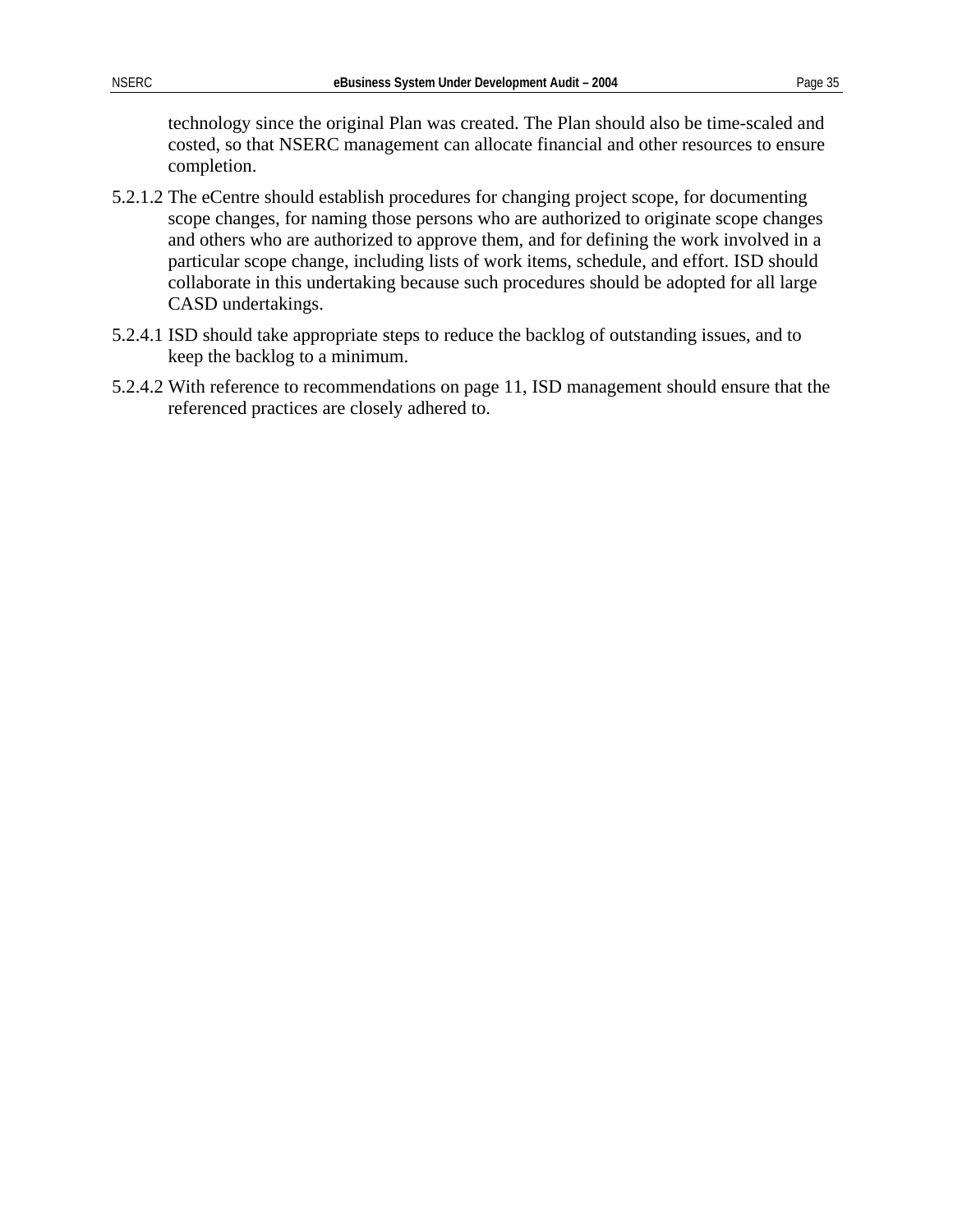technology since the original Plan was created. The Plan should also be time-scaled and costed, so that NSERC management can allocate financial and other resources to ensure completion.

5.2.1.2 The eCentre should establish procedures for changing project scope, for documenting scope changes, for naming those persons who are authorized to originate scope changes and others who are authorized to approve them, and for defining the work involved in a particular scope change, including lists of work items, schedule, and effort. ISD should collaborate in this undertaking because such procedures should be adopted for all large CASD undertakings.

5.2.4.1 ISD should take appropriate steps to reduce the backlog of outstanding issues, and to keep the backlog to a minimum.

5.2.4.2 With reference to recommendations on page 11, ISD management should ensure that the referenced practices are closely adhered to.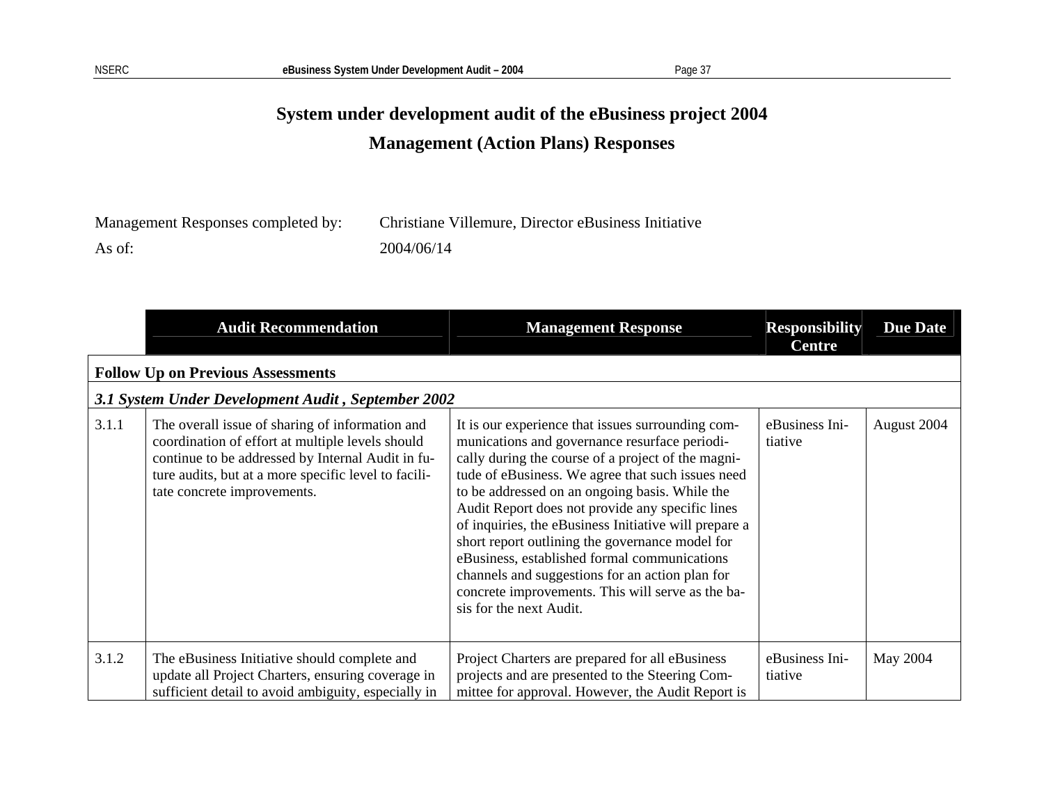# System under development audit of the eBusiness project 2004

## Management (Action Plans) Responses

Management Responses completed by: Christiane Villemure, Director eBusiness Initiative

As of: 2004/06/14

| | Audit Recommendation | Management Response | Responsibility Centre | Due Date |
|---|---|---|---|---|
| **Follow Up on Previous Assessments** | | | | |
| ***3.1 System Under Development Audit , September 2002*** | | | | |
| 3.1.1 | The overall issue of sharing of information and coordination of effort at multiple levels should continue to be addressed by Internal Audit in future audits, but at a more specific level to facilitate concrete improvements. | It is our experience that issues surrounding communications and governance resurface periodically during the course of a project of the magnitude of eBusiness. We agree that such issues need to be addressed on an ongoing basis. While the Audit Report does not provide any specific lines of inquiries, the eBusiness Initiative will prepare a short report outlining the governance model for eBusiness, established formal communications channels and suggestions for an action plan for concrete improvements. This will serve as the basis for the next Audit. | eBusiness Initiative | August 2004 |
| 3.1.2 | The eBusiness Initiative should complete and update all Project Charters, ensuring coverage in sufficient detail to avoid ambiguity, especially in | Project Charters are prepared for all eBusiness projects and are presented to the Steering Committee for approval. However, the Audit Report is | eBusiness Initiative | May 2004 |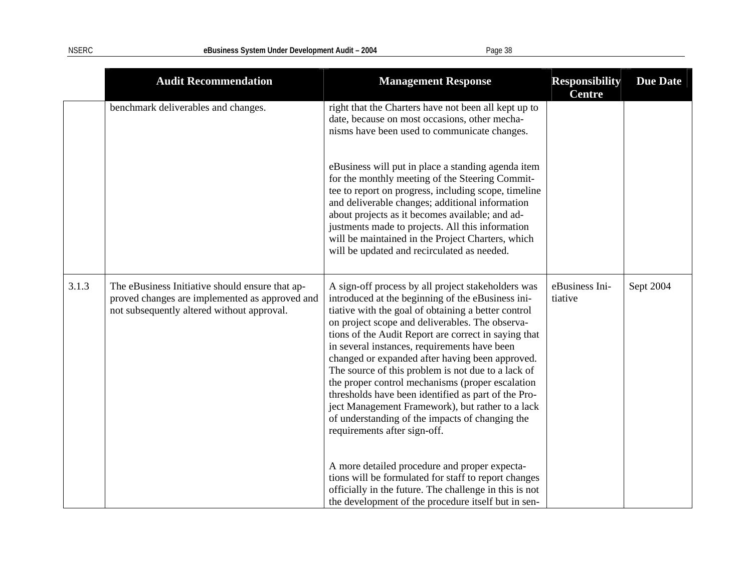| | Audit Recommendation | Management Response | Responsibility Centre | Due Date |
|---|---|---|---|---|
| | benchmark deliverables and changes. | right that the Charters have not been all kept up to date, because on most occasions, other mechanisms have been used to communicate changes.<br><br>eBusiness will put in place a standing agenda item for the monthly meeting of the Steering Committee to report on progress, including scope, timeline and deliverable changes; additional information about projects as it becomes available; and adjustments made to projects. All this information will be maintained in the Project Charters, which will be updated and recirculated as needed. | | |
| 3.1.3 | The eBusiness Initiative should ensure that approved changes are implemented as approved and not subsequently altered without approval. | A sign-off process by all project stakeholders was introduced at the beginning of the eBusiness initiative with the goal of obtaining a better control on project scope and deliverables. The observations of the Audit Report are correct in saying that in several instances, requirements have been changed or expanded after having been approved. The source of this problem is not due to a lack of the proper control mechanisms (proper escalation thresholds have been identified as part of the Project Management Framework), but rather to a lack of understanding of the impacts of changing the requirements after sign-off.<br><br>A more detailed procedure and proper expectations will be formulated for staff to report changes officially in the future. The challenge in this is not the development of the procedure itself but in sen- | eBusiness Initiative | Sept 2004 |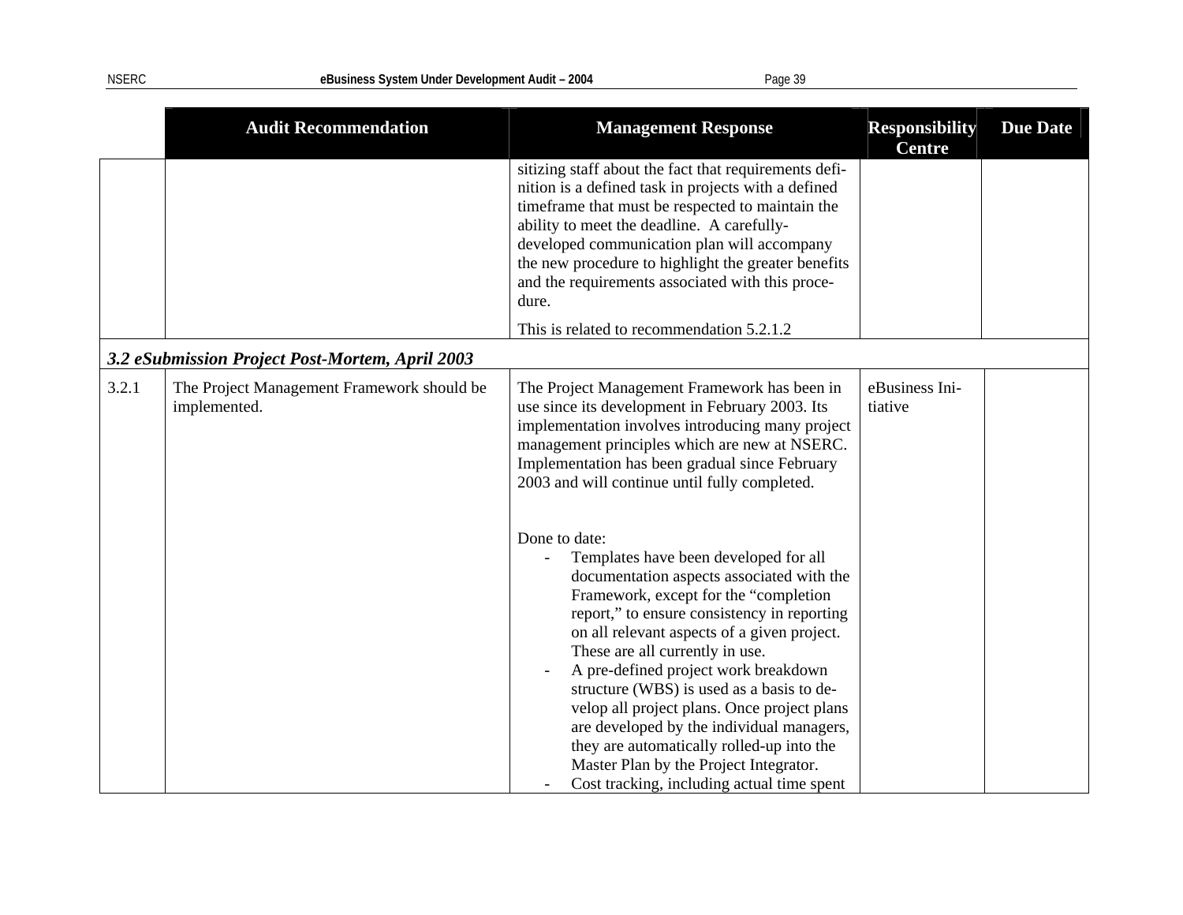| | Audit Recommendation | Management Response | Responsibility Centre | Due Date |
|---|---|---|---|---|
| | | sitizing staff about the fact that requirements definition is a defined task in projects with a defined timeframe that must be respected to maintain the ability to meet the deadline. A carefully-developed communication plan will accompany the new procedure to highlight the greater benefits and the requirements associated with this procedure.<br><br>This is related to recommendation 5.2.1.2 | | |
| ***3.2 eSubmission Project Post-Mortem, April 2003*** | | | | |
| 3.2.1 | The Project Management Framework should be implemented. | The Project Management Framework has been in use since its development in February 2003. Its implementation involves introducing many project management principles which are new at NSERC. Implementation has been gradual since February 2003 and will continue until fully completed.<br><br>Done to date:<br>- Templates have been developed for all documentation aspects associated with the Framework, except for the "completion report," to ensure consistency in reporting on all relevant aspects of a given project. These are all currently in use.<br>- A pre-defined project work breakdown structure (WBS) is used as a basis to develop all project plans. Once project plans are developed by the individual managers, they are automatically rolled-up into the Master Plan by the Project Integrator.<br>- Cost tracking, including actual time spent | eBusiness Initiative | |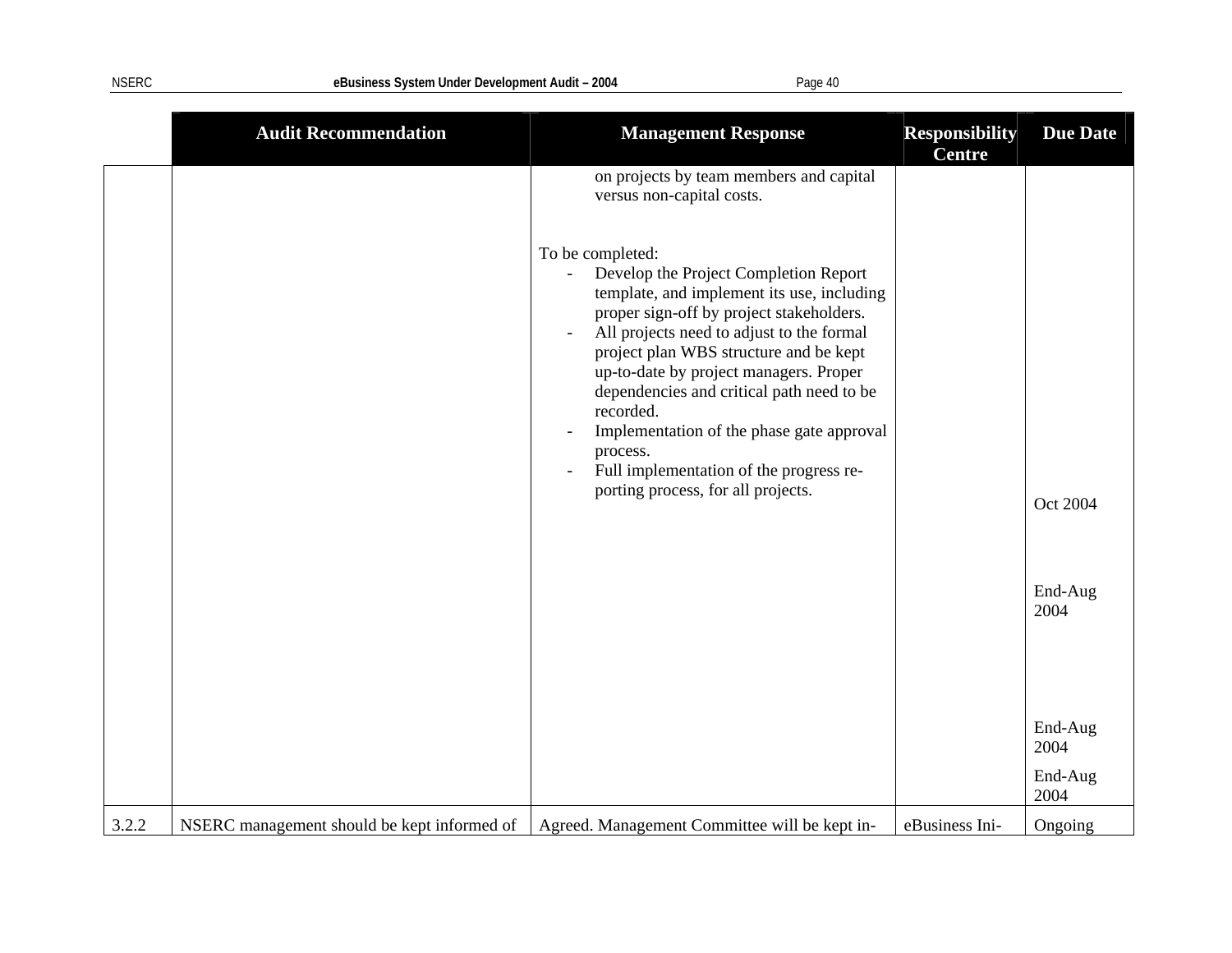| | Audit Recommendation | Management Response | Responsibility Centre | Due Date |
|---|---|---|---|---|
| | | on projects by team members and capital versus non-capital costs.<br><br>To be completed:<br>- Develop the Project Completion Report template, and implement its use, including proper sign-off by project stakeholders.<br>- All projects need to adjust to the formal project plan WBS structure and be kept up-to-date by project managers. Proper dependencies and critical path need to be recorded.<br>- Implementation of the phase gate approval process.<br>- Full implementation of the progress reporting process, for all projects. | | Oct 2004<br><br>End-Aug 2004<br><br>End-Aug 2004<br><br>End-Aug 2004 |
| 3.2.2 | NSERC management should be kept informed of | Agreed. Management Committee will be kept in- | eBusiness Ini- | Ongoing |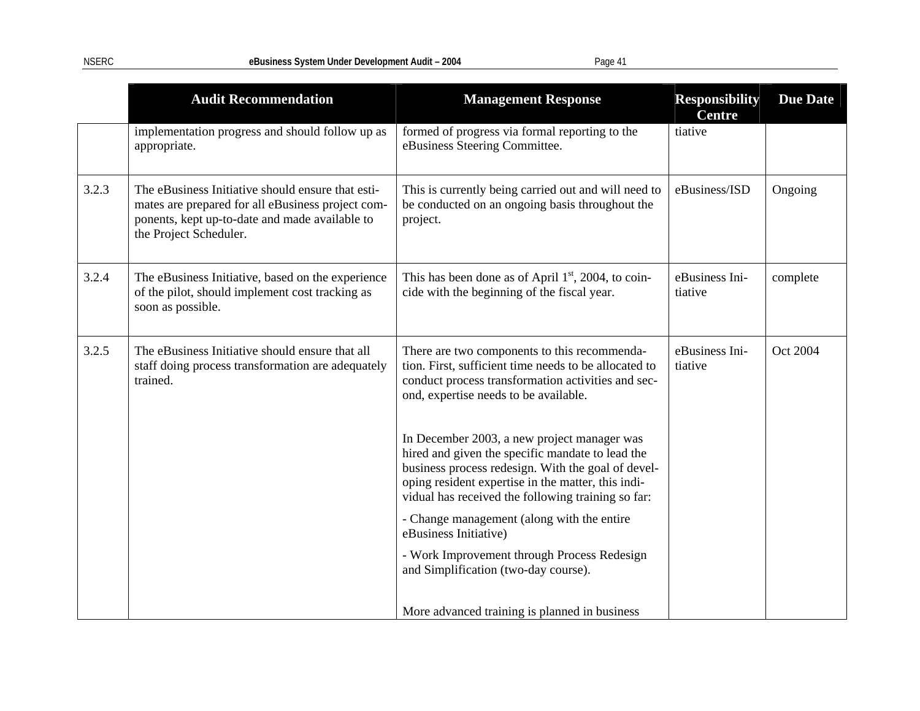| | Audit Recommendation | Management Response | Responsibility Centre | Due Date |
|---|---|---|---|---|
| | implementation progress and should follow up as appropriate. | formed of progress via formal reporting to the eBusiness Steering Committee. | tiative | |
| 3.2.3 | The eBusiness Initiative should ensure that estimates are prepared for all eBusiness project components, kept up-to-date and made available to the Project Scheduler. | This is currently being carried out and will need to be conducted on an ongoing basis throughout the project. | eBusiness/ISD | Ongoing |
| 3.2.4 | The eBusiness Initiative, based on the experience of the pilot, should implement cost tracking as soon as possible. | This has been done as of April 1st, 2004, to coincide with the beginning of the fiscal year. | eBusiness Initiative | complete |
| 3.2.5 | The eBusiness Initiative should ensure that all staff doing process transformation are adequately trained. | There are two components to this recommendation. First, sufficient time needs to be allocated to conduct process transformation activities and second, expertise needs to be available.<br><br>In December 2003, a new project manager was hired and given the specific mandate to lead the business process redesign. With the goal of developing resident expertise in the matter, this individual has received the following training so far:<br>- Change management (along with the entire eBusiness Initiative)<br>- Work Improvement through Process Redesign and Simplification (two-day course).<br><br>More advanced training is planned in business | eBusiness Initiative | Oct 2004 |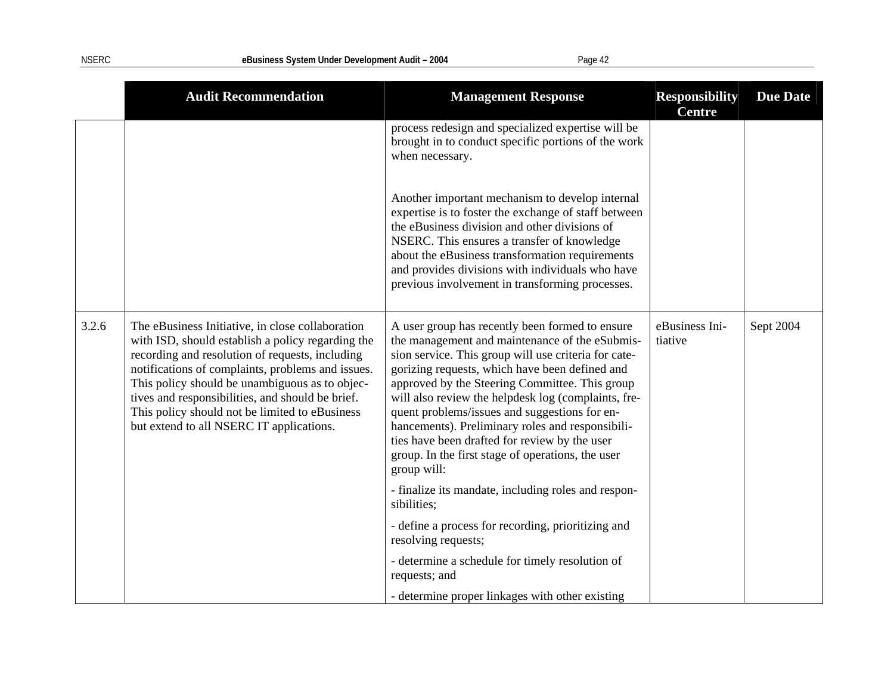| | Audit Recommendation | Management Response | Responsibility Centre | Due Date |
|---|---|---|---|---|
| | | process redesign and specialized expertise will be brought in to conduct specific portions of the work when necessary.<br><br>Another important mechanism to develop internal expertise is to foster the exchange of staff between the eBusiness division and other divisions of NSERC. This ensures a transfer of knowledge about the eBusiness transformation requirements and provides divisions with individuals who have previous involvement in transforming processes. | | |
| 3.2.6 | The eBusiness Initiative, in close collaboration with ISD, should establish a policy regarding the recording and resolution of requests, including notifications of complaints, problems and issues. This policy should be unambiguous as to objectives and responsibilities, and should be brief. This policy should not be limited to eBusiness but extend to all NSERC IT applications. | A user group has recently been formed to ensure the management and maintenance of the eSubmission service. This group will use criteria for categorizing requests, which have been defined and approved by the Steering Committee. This group will also review the helpdesk log (complaints, frequent problems/issues and suggestions for enhancements). Preliminary roles and responsibilities have been drafted for review by the user group. In the first stage of operations, the user group will:<br><br>- finalize its mandate, including roles and responsibilities;<br><br>- define a process for recording, prioritizing and resolving requests;<br><br>- determine a schedule for timely resolution of requests; and<br><br>- determine proper linkages with other existing | eBusiness Initiative | Sept 2004 |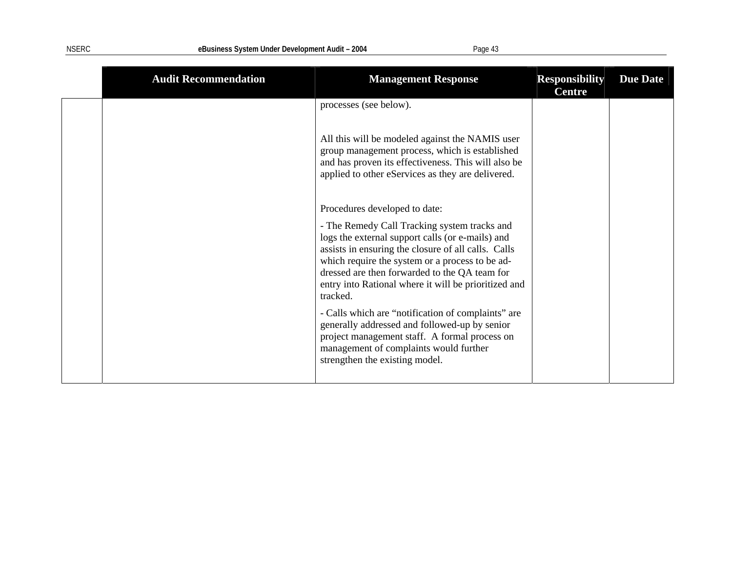| | Audit Recommendation | Management Response | Responsibility Centre | Due Date |
|---|---|---|---|---|
| | | processes (see below).<br><br>All this will be modeled against the NAMIS user group management process, which is established and has proven its effectiveness. This will also be applied to other eServices as they are delivered.<br><br>Procedures developed to date:<br><br>- The Remedy Call Tracking system tracks and logs the external support calls (or e-mails) and assists in ensuring the closure of all calls. Calls which require the system or a process to be addressed are then forwarded to the QA team for entry into Rational where it will be prioritized and tracked.<br><br>- Calls which are "notification of complaints" are generally addressed and followed-up by senior project management staff. A formal process on management of complaints would further strengthen the existing model. | | |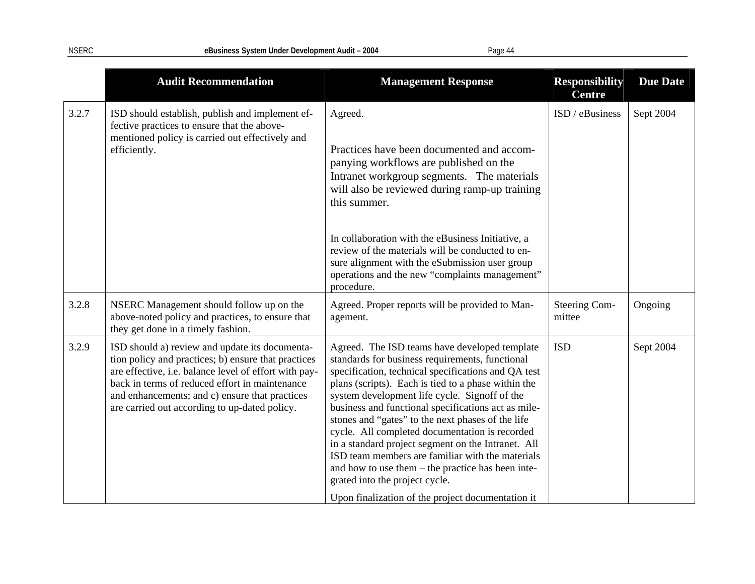| | Audit Recommendation | Management Response | Responsibility Centre | Due Date |
|---|---|---|---|---|
| 3.2.7 | ISD should establish, publish and implement effective practices to ensure that the above-mentioned policy is carried out effectively and efficiently. | Agreed.<br><br>Practices have been documented and accompanying workflows are published on the Intranet workgroup segments. The materials will also be reviewed during ramp-up training this summer.<br><br>In collaboration with the eBusiness Initiative, a review of the materials will be conducted to ensure alignment with the eSubmission user group operations and the new "complaints management" procedure. | ISD / eBusiness | Sept 2004 |
| 3.2.8 | NSERC Management should follow up on the above-noted policy and practices, to ensure that they get done in a timely fashion. | Agreed. Proper reports will be provided to Management. | Steering Committee | Ongoing |
| 3.2.9 | ISD should a) review and update its documentation policy and practices; b) ensure that practices are effective, i.e. balance level of effort with payback in terms of reduced effort in maintenance and enhancements; and c) ensure that practices are carried out according to up-dated policy. | Agreed. The ISD teams have developed template standards for business requirements, functional specification, technical specifications and QA test plans (scripts). Each is tied to a phase within the system development life cycle. Signoff of the business and functional specifications act as milestones and "gates" to the next phases of the life cycle. All completed documentation is recorded in a standard project segment on the Intranet. All ISD team members are familiar with the materials and how to use them – the practice has been integrated into the project cycle.<br><br>Upon finalization of the project documentation it | ISD | Sept 2004 |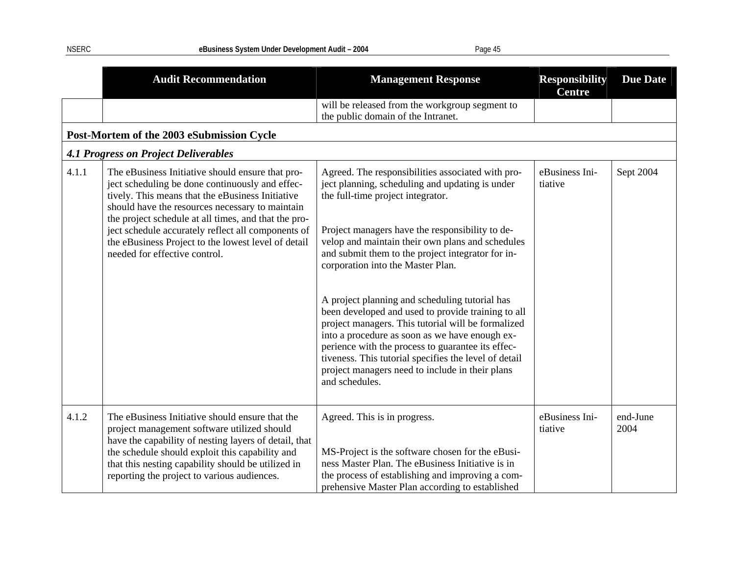| | Audit Recommendation | Management Response | Responsibility Centre | Due Date |
|---|---|---|---|---|
| | | will be released from the workgroup segment to the public domain of the Intranet. | | |
| **Post-Mortem of the 2003 eSubmission Cycle** | | | | |
| ***4.1 Progress on Project Deliverables*** | | | | |
| 4.1.1 | The eBusiness Initiative should ensure that project scheduling be done continuously and effectively. This means that the eBusiness Initiative should have the resources necessary to maintain the project schedule at all times, and that the project schedule accurately reflect all components of the eBusiness Project to the lowest level of detail needed for effective control. | Agreed. The responsibilities associated with project planning, scheduling and updating is under the full-time project integrator.<br><br>Project managers have the responsibility to develop and maintain their own plans and schedules and submit them to the project integrator for incorporation into the Master Plan.<br><br>A project planning and scheduling tutorial has been developed and used to provide training to all project managers. This tutorial will be formalized into a procedure as soon as we have enough experience with the process to guarantee its effectiveness. This tutorial specifies the level of detail project managers need to include in their plans and schedules. | eBusiness Initiative | Sept 2004 |
| 4.1.2 | The eBusiness Initiative should ensure that the project management software utilized should have the capability of nesting layers of detail, that the schedule should exploit this capability and that this nesting capability should be utilized in reporting the project to various audiences. | Agreed. This is in progress.<br><br>MS-Project is the software chosen for the eBusiness Master Plan. The eBusiness Initiative is in the process of establishing and improving a comprehensive Master Plan according to established | eBusiness Initiative | end-June 2004 |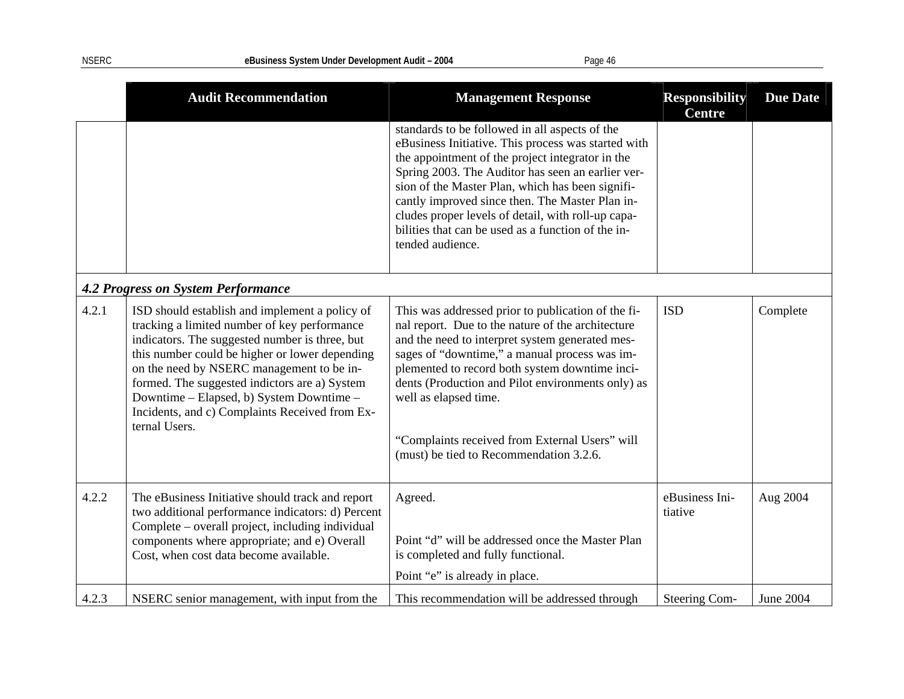| | Audit Recommendation | Management Response | Responsibility Centre | Due Date |
|---|---|---|---|---|
| | | standards to be followed in all aspects of the eBusiness Initiative. This process was started with the appointment of the project integrator in the Spring 2003. The Auditor has seen an earlier version of the Master Plan, which has been significantly improved since then. The Master Plan includes proper levels of detail, with roll-up capabilities that can be used as a function of the intended audience. | | |
| ***4.2 Progress on System Performance*** | | | | |
| 4.2.1 | ISD should establish and implement a policy of tracking a limited number of key performance indicators. The suggested number is three, but this number could be higher or lower depending on the need by NSERC management to be informed. The suggested indictors are a) System Downtime – Elapsed, b) System Downtime – Incidents, and c) Complaints Received from External Users. | This was addressed prior to publication of the final report. Due to the nature of the architecture and the need to interpret system generated messages of "downtime," a manual process was implemented to record both system downtime incidents (Production and Pilot environments only) as well as elapsed time.<br><br>"Complaints received from External Users" will (must) be tied to Recommendation 3.2.6. | ISD | Complete |
| 4.2.2 | The eBusiness Initiative should track and report two additional performance indicators: d) Percent Complete – overall project, including individual components where appropriate; and e) Overall Cost, when cost data become available. | Agreed.<br><br>Point "d" will be addressed once the Master Plan is completed and fully functional.<br><br>Point "e" is already in place. | eBusiness Initiative | Aug 2004 |
| 4.2.3 | NSERC senior management, with input from the | This recommendation will be addressed through | Steering Com- | June 2004 |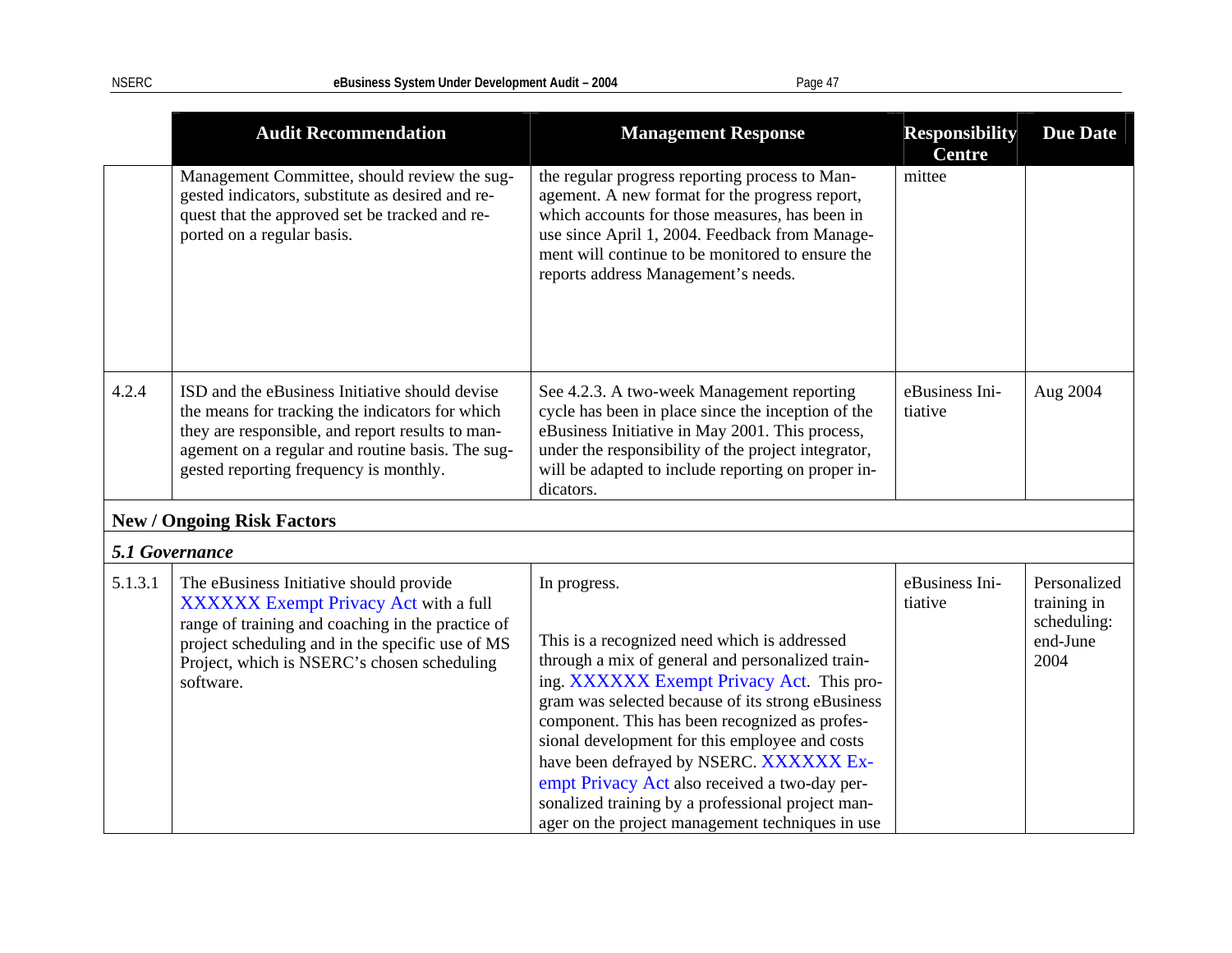| | Audit Recommendation | Management Response | Responsibility Centre | Due Date |
|---|---|---|---|---|
| | Management Committee, should review the suggested indicators, substitute as desired and request that the approved set be tracked and reported on a regular basis. | the regular progress reporting process to Management. A new format for the progress report, which accounts for those measures, has been in use since April 1, 2004. Feedback from Management will continue to be monitored to ensure the reports address Management's needs. | mittee | |
| 4.2.4 | ISD and the eBusiness Initiative should devise the means for tracking the indicators for which they are responsible, and report results to management on a regular and routine basis. The suggested reporting frequency is monthly. | See 4.2.3. A two-week Management reporting cycle has been in place since the inception of the eBusiness Initiative in May 2001. This process, under the responsibility of the project integrator, will be adapted to include reporting on proper indicators. | eBusiness Initiative | Aug 2004 |
| **New / Ongoing Risk Factors** | | | | |
| ***5.1 Governance*** | | | | |
| 5.1.3.1 | The eBusiness Initiative should provide XXXXXX Exempt Privacy Act with a full range of training and coaching in the practice of project scheduling and in the specific use of MS Project, which is NSERC's chosen scheduling software. | In progress.<br><br>This is a recognized need which is addressed through a mix of general and personalized training. XXXXXX Exempt Privacy Act. This program was selected because of its strong eBusiness component. This has been recognized as professional development for this employee and costs have been defrayed by NSERC. XXXXXX Exempt Privacy Act also received a two-day personalized training by a professional project manager on the project management techniques in use | eBusiness Initiative | Personalized training in scheduling: end-June 2004 |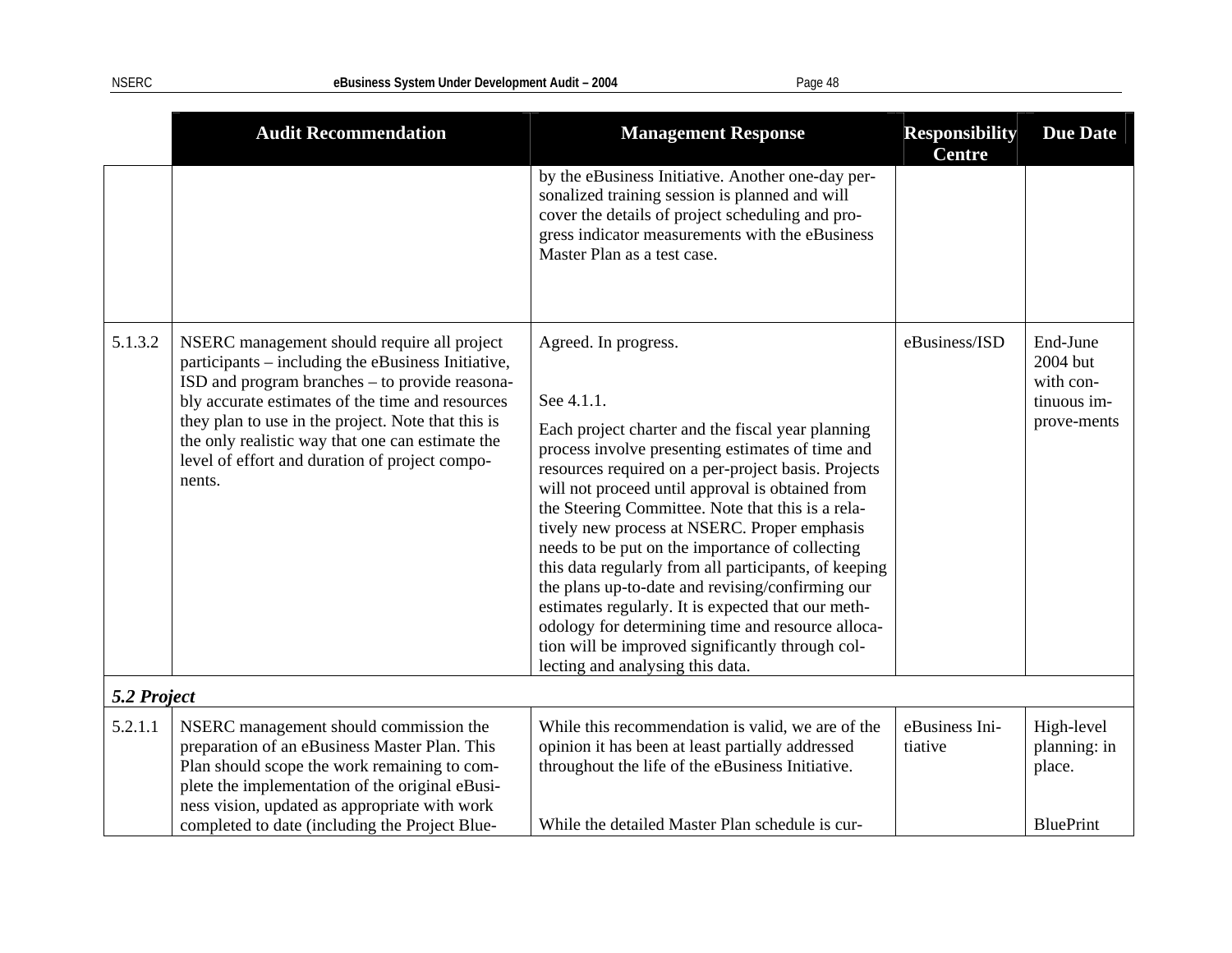| | Audit Recommendation | Management Response | Responsibility Centre | Due Date |
|---|---|---|---|---|
| | | by the eBusiness Initiative. Another one-day personalized training session is planned and will cover the details of project scheduling and progress indicator measurements with the eBusiness Master Plan as a test case. | | |
| 5.1.3.2 | NSERC management should require all project participants – including the eBusiness Initiative, ISD and program branches – to provide reasonably accurate estimates of the time and resources they plan to use in the project. Note that this is the only realistic way that one can estimate the level of effort and duration of project components. | Agreed. In progress.<br><br>See 4.1.1.<br><br>Each project charter and the fiscal year planning process involve presenting estimates of time and resources required on a per-project basis. Projects will not proceed until approval is obtained from the Steering Committee. Note that this is a relatively new process at NSERC. Proper emphasis needs to be put on the importance of collecting this data regularly from all participants, of keeping the plans up-to-date and revising/confirming our estimates regularly. It is expected that our methodology for determining time and resource allocation will be improved significantly through collecting and analysing this data. | eBusiness/ISD | End-June 2004 but with continuous improve-ments |
| ***5.2 Project*** | | | | |
| 5.2.1.1 | NSERC management should commission the preparation of an eBusiness Master Plan. This Plan should scope the work remaining to complete the implementation of the original eBusiness vision, updated as appropriate with work completed to date (including the Project Blue- | While this recommendation is valid, we are of the opinion it has been at least partially addressed throughout the life of the eBusiness Initiative.<br><br>While the detailed Master Plan schedule is cur- | eBusiness Initiative | High-level planning: in place.<br><br>BluePrint |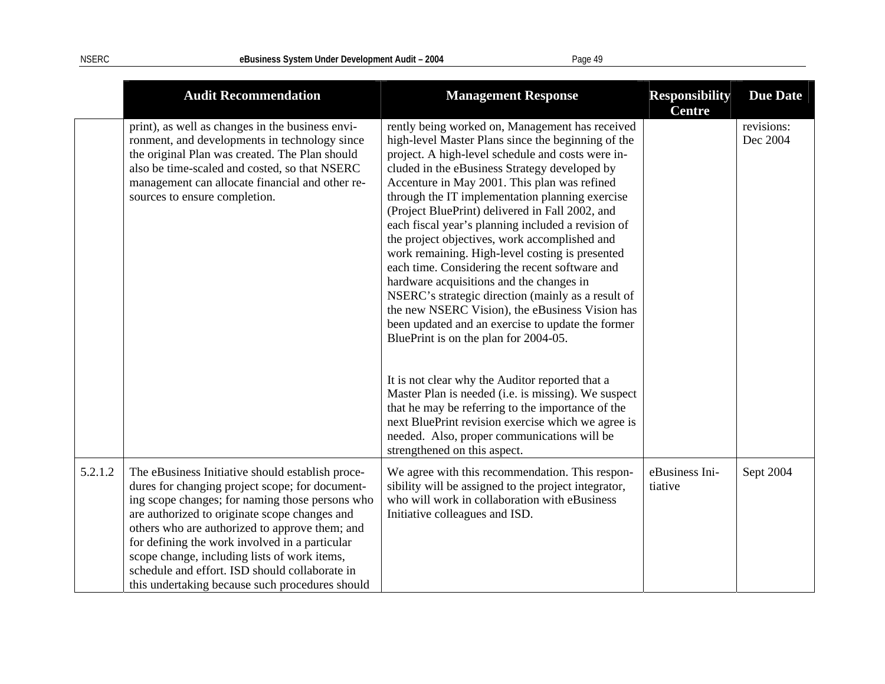| | Audit Recommendation | Management Response | Responsibility Centre | Due Date |
|---|---|---|---|---|
| | print), as well as changes in the business environment, and developments in technology since the original Plan was created. The Plan should also be time-scaled and costed, so that NSERC management can allocate financial and other resources to ensure completion. | rently being worked on, Management has received high-level Master Plans since the beginning of the project. A high-level schedule and costs were included in the eBusiness Strategy developed by Accenture in May 2001. This plan was refined through the IT implementation planning exercise (Project BluePrint) delivered in Fall 2002, and each fiscal year's planning included a revision of the project objectives, work accomplished and work remaining. High-level costing is presented each time. Considering the recent software and hardware acquisitions and the changes in NSERC's strategic direction (mainly as a result of the new NSERC Vision), the eBusiness Vision has been updated and an exercise to update the former BluePrint is on the plan for 2004-05.<br><br>It is not clear why the Auditor reported that a Master Plan is needed (i.e. is missing). We suspect that he may be referring to the importance of the next BluePrint revision exercise which we agree is needed. Also, proper communications will be strengthened on this aspect. | | revisions: Dec 2004 |
| 5.2.1.2 | The eBusiness Initiative should establish procedures for changing project scope; for documenting scope changes; for naming those persons who are authorized to originate scope changes and others who are authorized to approve them; and for defining the work involved in a particular scope change, including lists of work items, schedule and effort. ISD should collaborate in this undertaking because such procedures should | We agree with this recommendation. This responsibility will be assigned to the project integrator, who will work in collaboration with eBusiness Initiative colleagues and ISD. | eBusiness Initiative | Sept 2004 |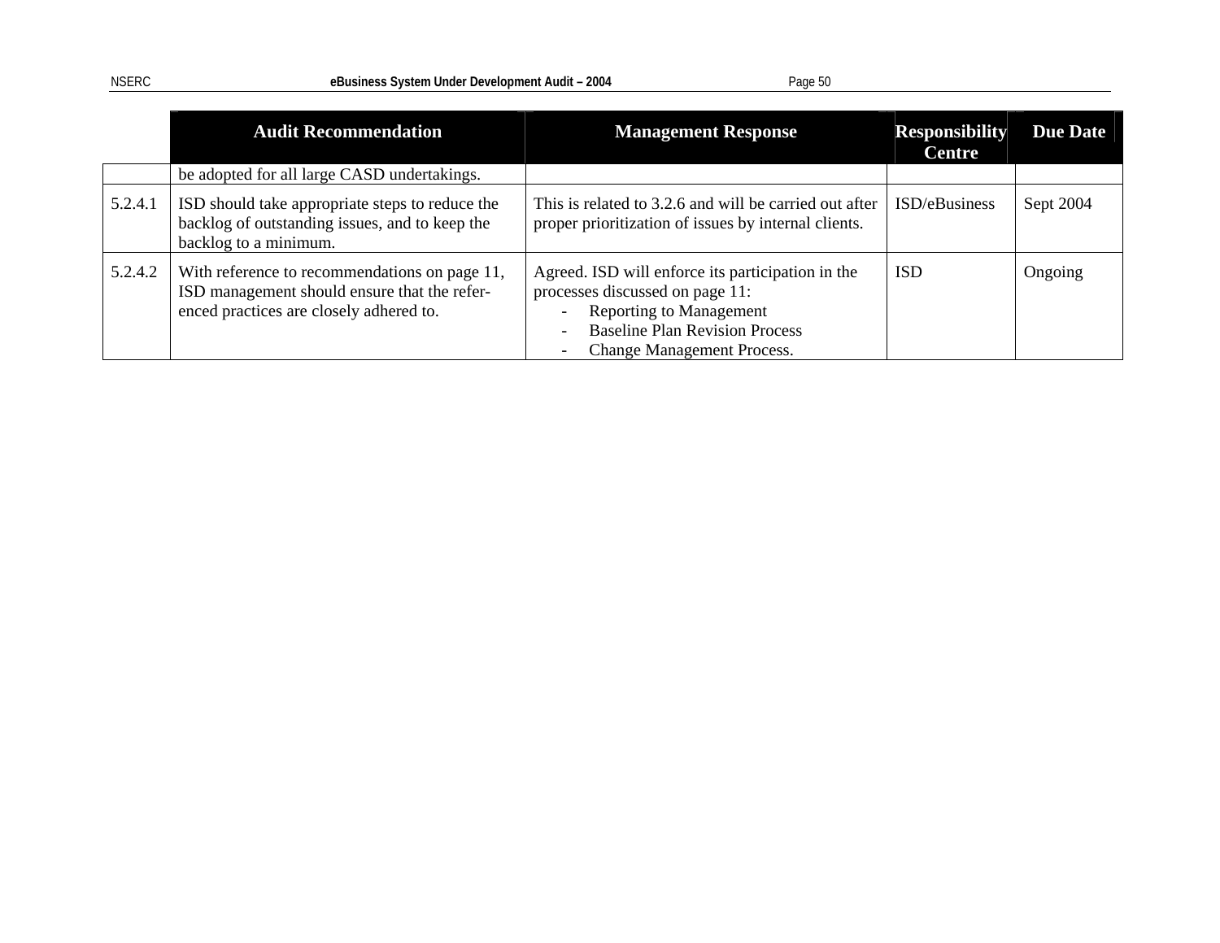| | Audit Recommendation | Management Response | Responsibility Centre | Due Date |
|---|---|---|---|---|
| | be adopted for all large CASD undertakings. | | | |
| 5.2.4.1 | ISD should take appropriate steps to reduce the backlog of outstanding issues, and to keep the backlog to a minimum. | This is related to 3.2.6 and will be carried out after proper prioritization of issues by internal clients. | ISD/eBusiness | Sept 2004 |
| 5.2.4.2 | With reference to recommendations on page 11, ISD management should ensure that the referenced practices are closely adhered to. | Agreed. ISD will enforce its participation in the processes discussed on page 11:<br>- Reporting to Management<br>- Baseline Plan Revision Process<br>- Change Management Process. | ISD | Ongoing |